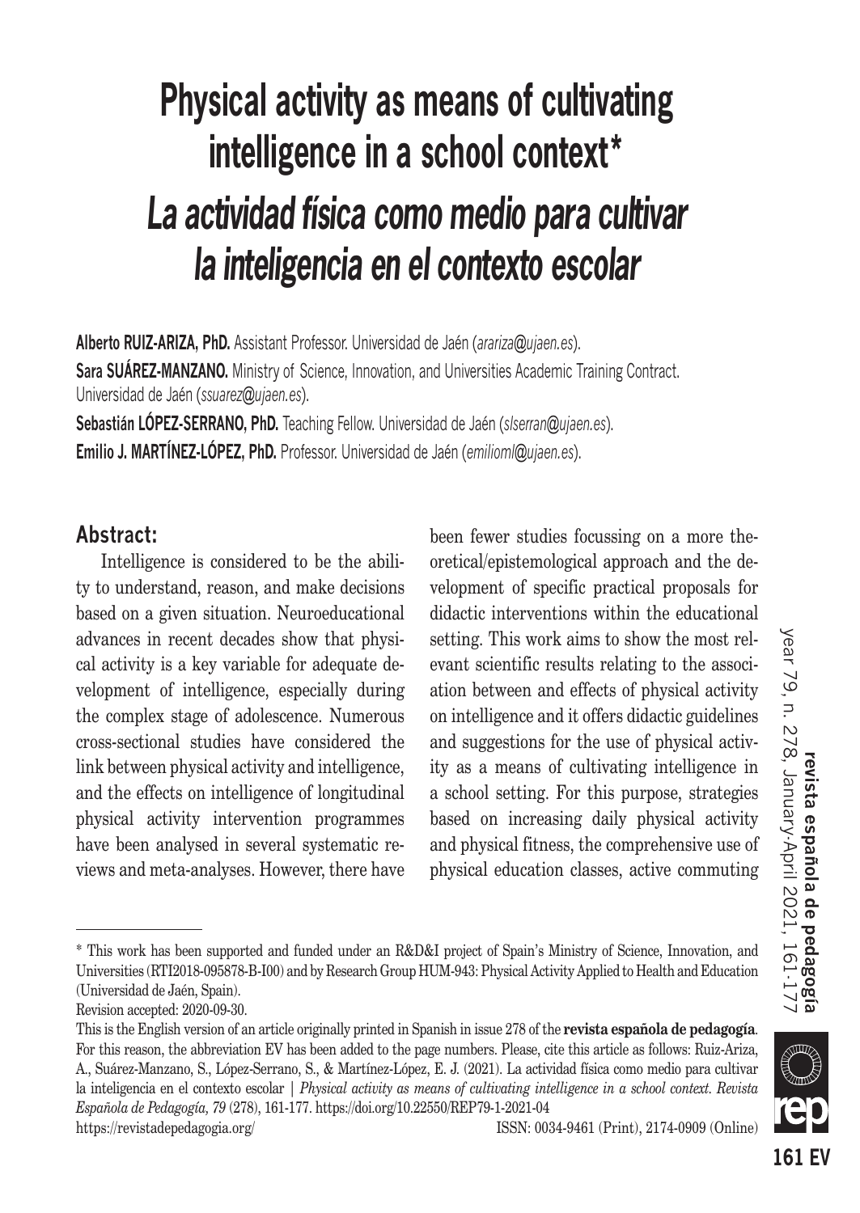# Physical activity as means of cultivating intelligence in a school context*

# *La actividad física como medio para cultivar la inteligencia en el contexto escolar*

**Alberto RUIZ-ARIZA, PhD.** Assistant Professor. Universidad de Jaén (*arariza@ujaen.es*).
**Sara SUÁREZ-MANZANO.** Ministry of Science, Innovation, and Universities Academic Training Contract. Universidad de Jaén (*ssuarez@ujaen.es*).
**Sebastián LÓPEZ-SERRANO, PhD.** Teaching Fellow. Universidad de Jaén (*slserran@ujaen.es*).
**Emilio J. MARTÍNEZ-LÓPEZ, PhD.** Professor. Universidad de Jaén (*emilioml@ujaen.es*).

## Abstract:

Intelligence is considered to be the ability to understand, reason, and make decisions based on a given situation. Neuroeducational advances in recent decades show that physical activity is a key variable for adequate development of intelligence, especially during the complex stage of adolescence. Numerous cross-sectional studies have considered the link between physical activity and intelligence, and the effects on intelligence of longitudinal physical activity intervention programmes have been analysed in several systematic reviews and meta-analyses. However, there have been fewer studies focussing on a more theoretical/epistemological approach and the development of specific practical proposals for didactic interventions within the educational setting. This work aims to show the most relevant scientific results relating to the association between and effects of physical activity on intelligence and it offers didactic guidelines and suggestions for the use of physical activity as a means of cultivating intelligence in a school setting. For this purpose, strategies based on increasing daily physical activity and physical fitness, the comprehensive use of physical education classes, active commuting

---

\* This work has been supported and funded under an R&D&I project of Spain's Ministry of Science, Innovation, and Universities (RTI2018-095878-B-I00) and by Research Group HUM-943: Physical Activity Applied to Health and Education (Universidad de Jaén, Spain).

Revision accepted: 2020-09-30.

This is the English version of an article originally printed in Spanish in issue 278 of the **revista española de pedagogía**. For this reason, the abbreviation EV has been added to the page numbers. Please, cite this article as follows: Ruiz-Ariza, A., Suárez-Manzano, S., López-Serrano, S., & Martínez-López, E. J. (2021). La actividad física como medio para cultivar la inteligencia en el contexto escolar | *Physical activity as means of cultivating intelligence in a school context. Revista Española de Pedagogía, 79* (278), 161-177. https://doi.org/10.22550/REP79-1-2021-04

https://revistadepedagogia.org/ ISSN: 0034-9461 (Print), 2174-0909 (Online)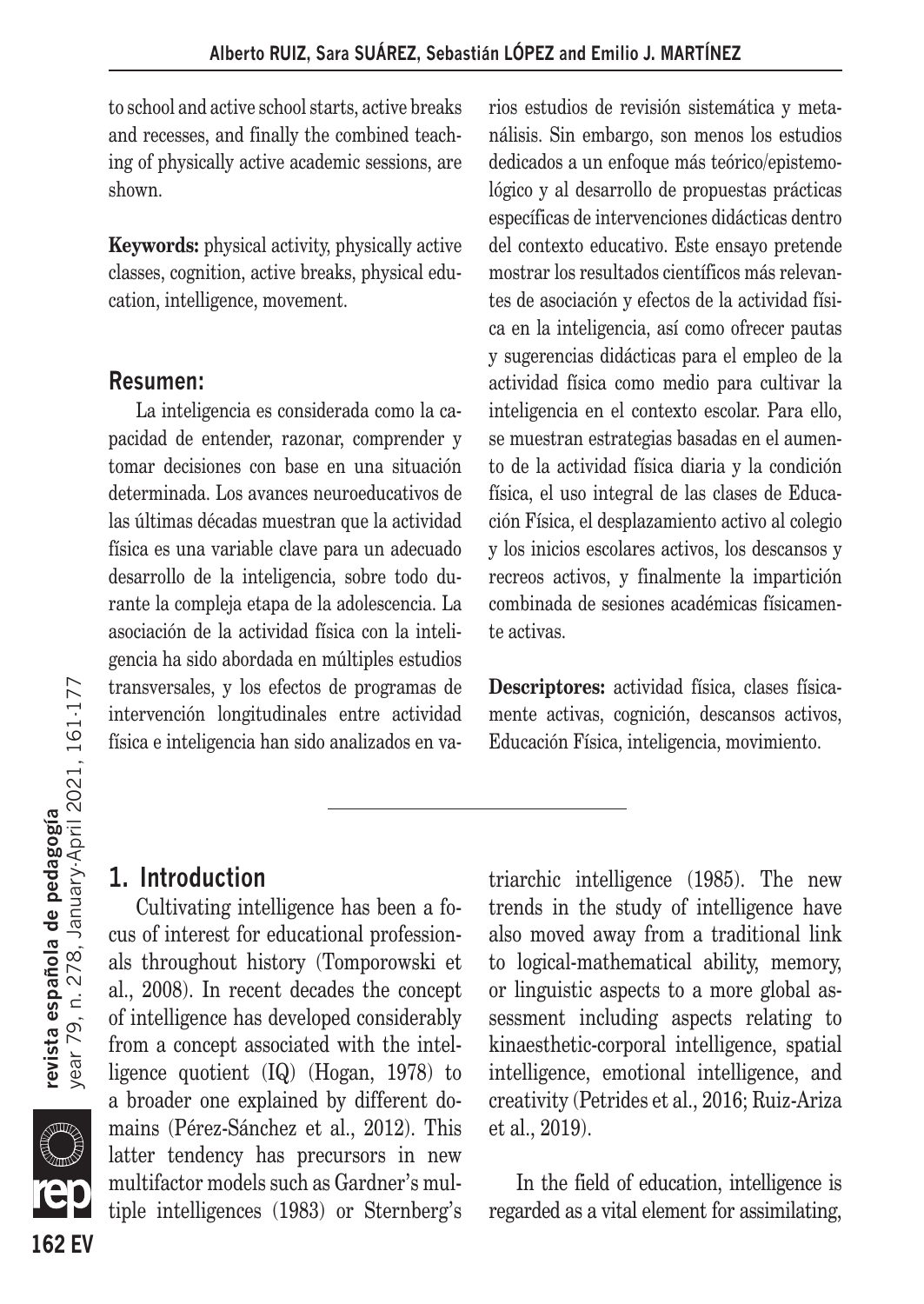to school and active school starts, active breaks and recesses, and finally the combined teaching of physically active academic sessions, are shown.

**Keywords:** physical activity, physically active classes, cognition, active breaks, physical education, intelligence, movement.

## Resumen:

La inteligencia es considerada como la capacidad de entender, razonar, comprender y tomar decisiones con base en una situación determinada. Los avances neuroeducativos de las últimas décadas muestran que la actividad física es una variable clave para un adecuado desarrollo de la inteligencia, sobre todo durante la compleja etapa de la adolescencia. La asociación de la actividad física con la inteligencia ha sido abordada en múltiples estudios transversales, y los efectos de programas de intervención longitudinales entre actividad física e inteligencia han sido analizados en varios estudios de revisión sistemática y metanálisis. Sin embargo, son menos los estudios dedicados a un enfoque más teórico/epistemológico y al desarrollo de propuestas prácticas específicas de intervenciones didácticas dentro del contexto educativo. Este ensayo pretende mostrar los resultados científicos más relevantes de asociación y efectos de la actividad física en la inteligencia, así como ofrecer pautas y sugerencias didácticas para el empleo de la actividad física como medio para cultivar la inteligencia en el contexto escolar. Para ello, se muestran estrategias basadas en el aumento de la actividad física diaria y la condición física, el uso integral de las clases de Educación Física, el desplazamiento activo al colegio y los inicios escolares activos, los descansos y recreos activos, y finalmente la impartición combinada de sesiones académicas físicamente activas.

**Descriptores:** actividad física, clases físicamente activas, cognición, descansos activos, Educación Física, inteligencia, movimiento.

## 1. Introduction

Cultivating intelligence has been a focus of interest for educational professionals throughout history (Tomporowski et al., 2008). In recent decades the concept of intelligence has developed considerably from a concept associated with the intelligence quotient (IQ) (Hogan, 1978) to a broader one explained by different domains (Pérez-Sánchez et al., 2012). This latter tendency has precursors in new multifactor models such as Gardner's multiple intelligences (1983) or Sternberg's triarchic intelligence (1985). The new trends in the study of intelligence have also moved away from a traditional link to logical-mathematical ability, memory, or linguistic aspects to a more global assessment including aspects relating to kinaesthetic-corporal intelligence, spatial intelligence, emotional intelligence, and creativity (Petrides et al., 2016; Ruiz-Ariza et al., 2019).

In the field of education, intelligence is regarded as a vital element for assimilating,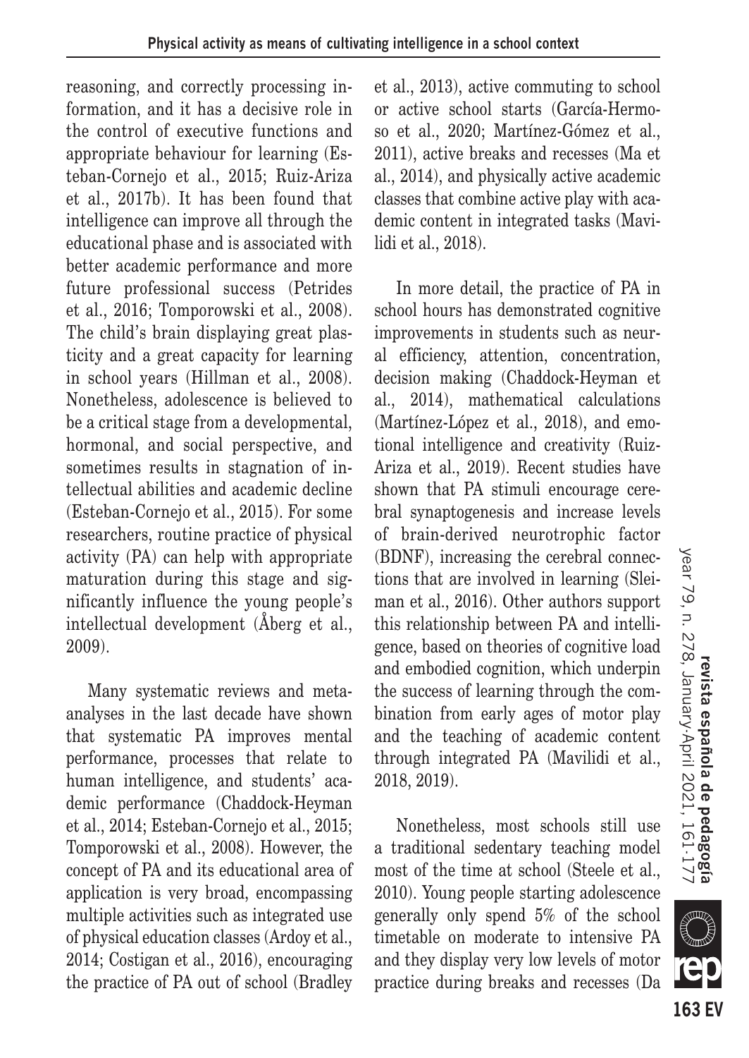reasoning, and correctly processing information, and it has a decisive role in the control of executive functions and appropriate behaviour for learning (Esteban-Cornejo et al., 2015; Ruiz-Ariza et al., 2017b). It has been found that intelligence can improve all through the educational phase and is associated with better academic performance and more future professional success (Petrides et al., 2016; Tomporowski et al., 2008). The child's brain displaying great plasticity and a great capacity for learning in school years (Hillman et al., 2008). Nonetheless, adolescence is believed to be a critical stage from a developmental, hormonal, and social perspective, and sometimes results in stagnation of intellectual abilities and academic decline (Esteban-Cornejo et al., 2015). For some researchers, routine practice of physical activity (PA) can help with appropriate maturation during this stage and significantly influence the young people's intellectual development (Åberg et al., 2009).

Many systematic reviews and meta-analyses in the last decade have shown that systematic PA improves mental performance, processes that relate to human intelligence, and students' academic performance (Chaddock-Heyman et al., 2014; Esteban-Cornejo et al., 2015; Tomporowski et al., 2008). However, the concept of PA and its educational area of application is very broad, encompassing multiple activities such as integrated use of physical education classes (Ardoy et al., 2014; Costigan et al., 2016), encouraging the practice of PA out of school (Bradley et al., 2013), active commuting to school or active school starts (García-Hermoso et al., 2020; Martínez-Gómez et al., 2011), active breaks and recesses (Ma et al., 2014), and physically active academic classes that combine active play with academic content in integrated tasks (Mavilidi et al., 2018).

In more detail, the practice of PA in school hours has demonstrated cognitive improvements in students such as neural efficiency, attention, concentration, decision making (Chaddock-Heyman et al., 2014), mathematical calculations (Martínez-López et al., 2018), and emotional intelligence and creativity (Ruiz-Ariza et al., 2019). Recent studies have shown that PA stimuli encourage cerebral synaptogenesis and increase levels of brain-derived neurotrophic factor (BDNF), increasing the cerebral connections that are involved in learning (Sleiman et al., 2016). Other authors support this relationship between PA and intelligence, based on theories of cognitive load and embodied cognition, which underpin the success of learning through the combination from early ages of motor play and the teaching of academic content through integrated PA (Mavilidi et al., 2018, 2019).

Nonetheless, most schools still use a traditional sedentary teaching model most of the time at school (Steele et al., 2010). Young people starting adolescence generally only spend 5% of the school timetable on moderate to intensive PA and they display very low levels of motor practice during breaks and recesses (Da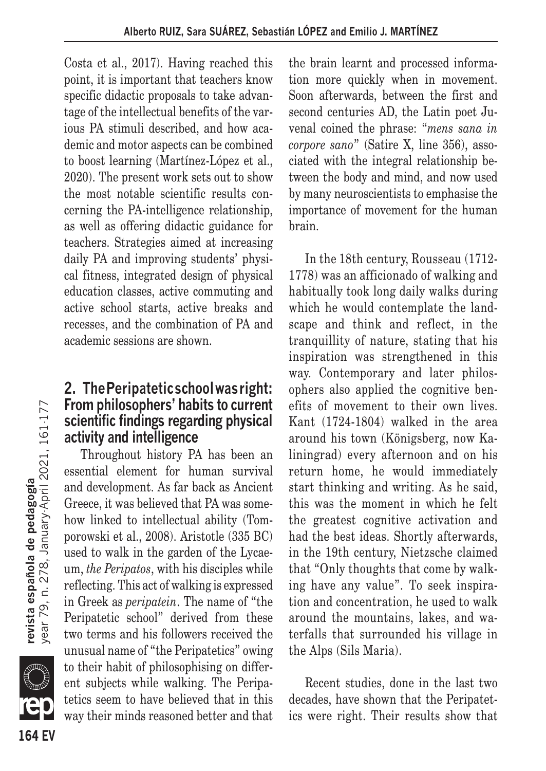Costa et al., 2017). Having reached this point, it is important that teachers know specific didactic proposals to take advantage of the intellectual benefits of the various PA stimuli described, and how academic and motor aspects can be combined to boost learning (Martínez-López et al., 2020). The present work sets out to show the most notable scientific results concerning the PA-intelligence relationship, as well as offering didactic guidance for teachers. Strategies aimed at increasing daily PA and improving students' physical fitness, integrated design of physical education classes, active commuting and active school starts, active breaks and recesses, and the combination of PA and academic sessions are shown.

## 2. The Peripatetic school was right: From philosophers' habits to current scientific findings regarding physical activity and intelligence

Throughout history PA has been an essential element for human survival and development. As far back as Ancient Greece, it was believed that PA was somehow linked to intellectual ability (Tomporowski et al., 2008). Aristotle (335 BC) used to walk in the garden of the Lycaeum, *the Peripatos*, with his disciples while reflecting. This act of walking is expressed in Greek as *peripatein*. The name of "the Peripatetic school" derived from these two terms and his followers received the unusual name of "the Peripatetics" owing to their habit of philosophising on different subjects while walking. The Peripatetics seem to have believed that in this way their minds reasoned better and that the brain learnt and processed information more quickly when in movement. Soon afterwards, between the first and second centuries AD, the Latin poet Juvenal coined the phrase: "*mens sana in corpore sano*" (Satire X, line 356), associated with the integral relationship between the body and mind, and now used by many neuroscientists to emphasise the importance of movement for the human brain.

In the 18th century, Rousseau (1712-1778) was an afficionado of walking and habitually took long daily walks during which he would contemplate the landscape and think and reflect, in the tranquillity of nature, stating that his inspiration was strengthened in this way. Contemporary and later philosophers also applied the cognitive benefits of movement to their own lives. Kant (1724-1804) walked in the area around his town (Königsberg, now Kaliningrad) every afternoon and on his return home, he would immediately start thinking and writing. As he said, this was the moment in which he felt the greatest cognitive activation and had the best ideas. Shortly afterwards, in the 19th century, Nietzsche claimed that "Only thoughts that come by walking have any value". To seek inspiration and concentration, he used to walk around the mountains, lakes, and waterfalls that surrounded his village in the Alps (Sils Maria).

Recent studies, done in the last two decades, have shown that the Peripatetics were right. Their results show that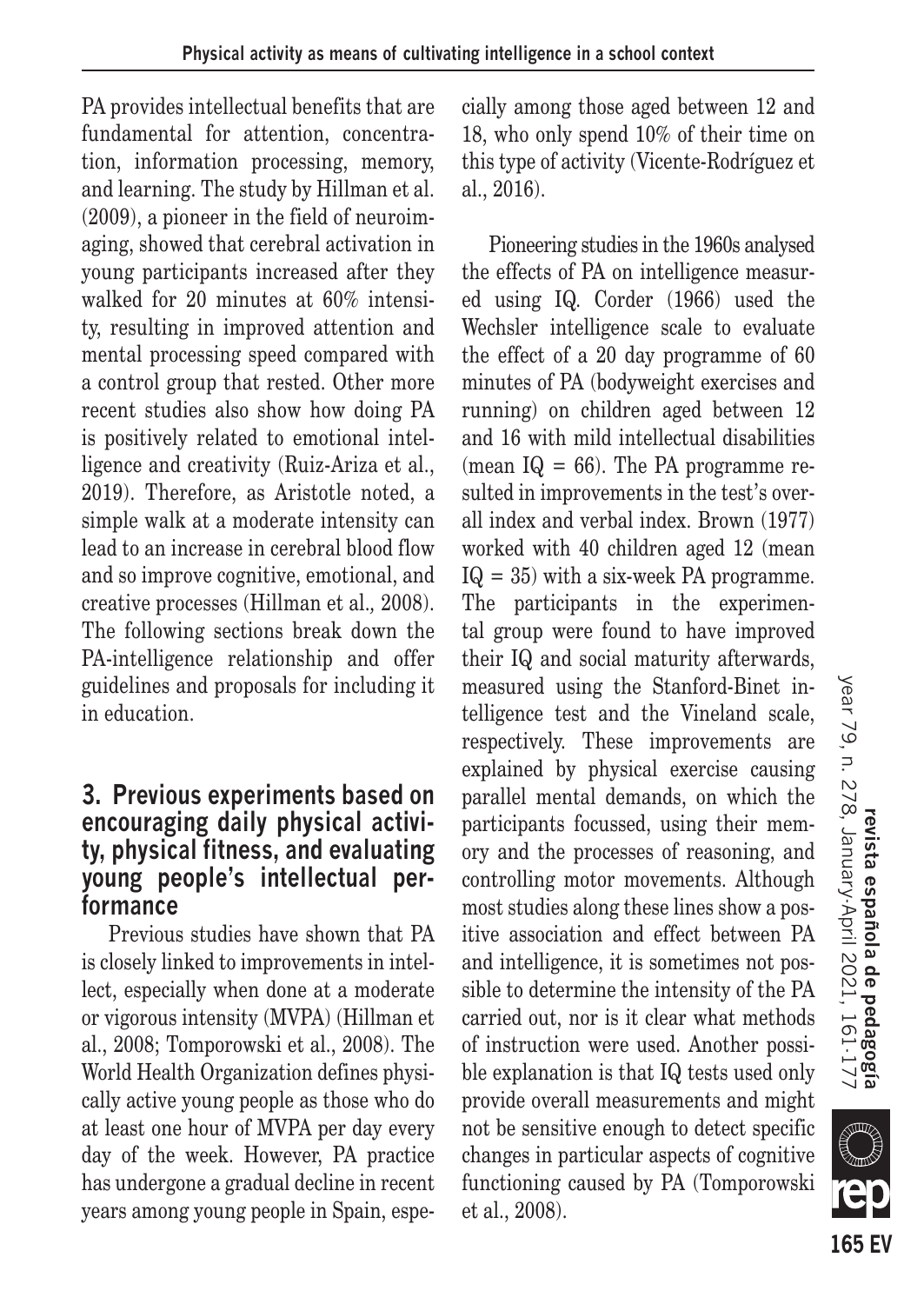PA provides intellectual benefits that are fundamental for attention, concentration, information processing, memory, and learning. The study by Hillman et al. (2009), a pioneer in the field of neuroimaging, showed that cerebral activation in young participants increased after they walked for 20 minutes at 60% intensity, resulting in improved attention and mental processing speed compared with a control group that rested. Other more recent studies also show how doing PA is positively related to emotional intelligence and creativity (Ruiz-Ariza et al., 2019). Therefore, as Aristotle noted, a simple walk at a moderate intensity can lead to an increase in cerebral blood flow and so improve cognitive, emotional, and creative processes (Hillman et al., 2008). The following sections break down the PA-intelligence relationship and offer guidelines and proposals for including it in education.

## 3. Previous experiments based on encouraging daily physical activity, physical fitness, and evaluating young people's intellectual performance

Previous studies have shown that PA is closely linked to improvements in intellect, especially when done at a moderate or vigorous intensity (MVPA) (Hillman et al., 2008; Tomporowski et al., 2008). The World Health Organization defines physically active young people as those who do at least one hour of MVPA per day every day of the week. However, PA practice has undergone a gradual decline in recent years among young people in Spain, especially among those aged between 12 and 18, who only spend 10% of their time on this type of activity (Vicente-Rodríguez et al., 2016).

Pioneering studies in the 1960s analysed the effects of PA on intelligence measured using IQ. Corder (1966) used the Wechsler intelligence scale to evaluate the effect of a 20 day programme of 60 minutes of PA (bodyweight exercises and running) on children aged between 12 and 16 with mild intellectual disabilities (mean IQ = 66). The PA programme resulted in improvements in the test's overall index and verbal index. Brown (1977) worked with 40 children aged 12 (mean IQ = 35) with a six-week PA programme. The participants in the experimental group were found to have improved their IQ and social maturity afterwards, measured using the Stanford-Binet intelligence test and the Vineland scale, respectively. These improvements are explained by physical exercise causing parallel mental demands, on which the participants focussed, using their memory and the processes of reasoning, and controlling motor movements. Although most studies along these lines show a positive association and effect between PA and intelligence, it is sometimes not possible to determine the intensity of the PA carried out, nor is it clear what methods of instruction were used. Another possible explanation is that IQ tests used only provide overall measurements and might not be sensitive enough to detect specific changes in particular aspects of cognitive functioning caused by PA (Tomporowski et al., 2008).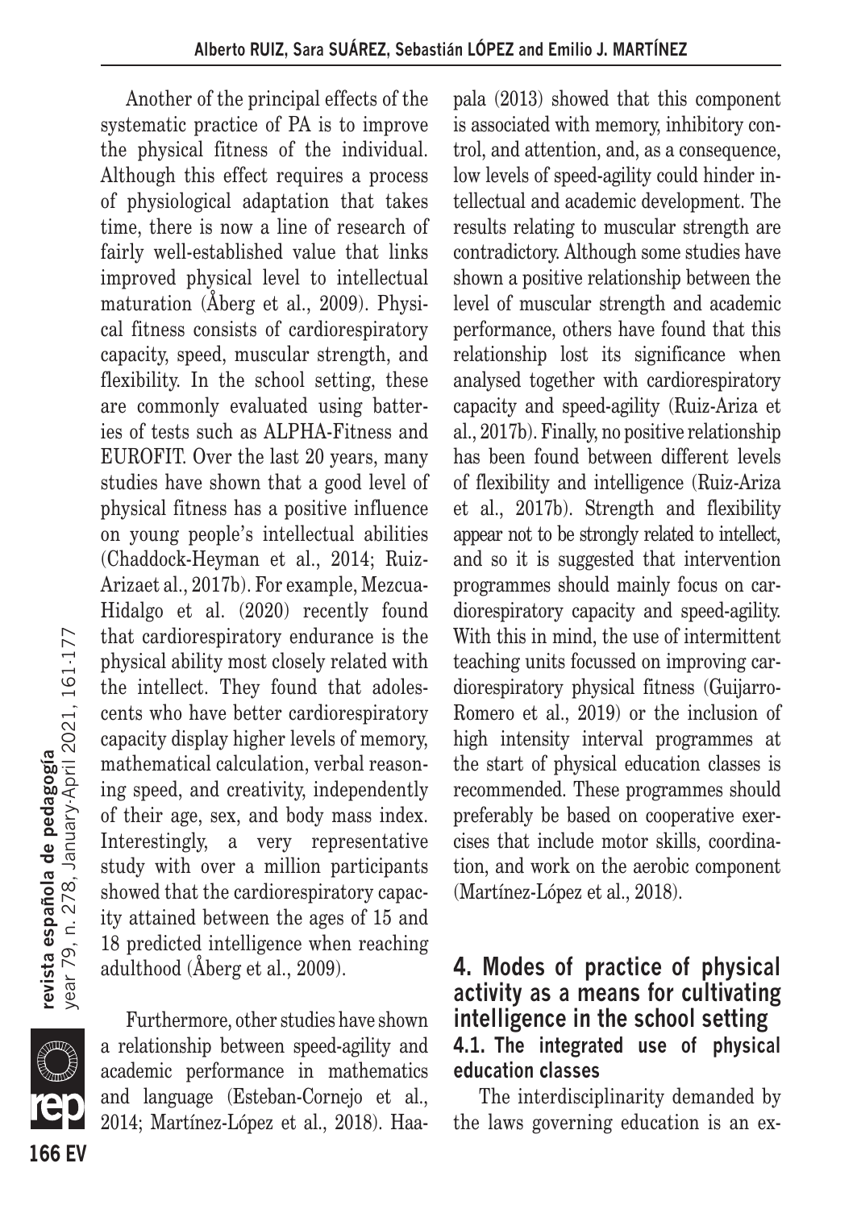Another of the principal effects of the systematic practice of PA is to improve the physical fitness of the individual. Although this effect requires a process of physiological adaptation that takes time, there is now a line of research of fairly well-established value that links improved physical level to intellectual maturation (Åberg et al., 2009). Physical fitness consists of cardiorespiratory capacity, speed, muscular strength, and flexibility. In the school setting, these are commonly evaluated using batteries of tests such as ALPHA-Fitness and EUROFIT. Over the last 20 years, many studies have shown that a good level of physical fitness has a positive influence on young people's intellectual abilities (Chaddock-Heyman et al., 2014; Ruiz-Arizaet al., 2017b). For example, Mezcua-Hidalgo et al. (2020) recently found that cardiorespiratory endurance is the physical ability most closely related with the intellect. They found that adolescents who have better cardiorespiratory capacity display higher levels of memory, mathematical calculation, verbal reasoning speed, and creativity, independently of their age, sex, and body mass index. Interestingly, a very representative study with over a million participants showed that the cardiorespiratory capacity attained between the ages of 15 and 18 predicted intelligence when reaching adulthood (Åberg et al., 2009).

Furthermore, other studies have shown a relationship between speed-agility and academic performance in mathematics and language (Esteban-Cornejo et al., 2014; Martínez-López et al., 2018). Haapala (2013) showed that this component is associated with memory, inhibitory control, and attention, and, as a consequence, low levels of speed-agility could hinder intellectual and academic development. The results relating to muscular strength are contradictory. Although some studies have shown a positive relationship between the level of muscular strength and academic performance, others have found that this relationship lost its significance when analysed together with cardiorespiratory capacity and speed-agility (Ruiz-Ariza et al., 2017b). Finally, no positive relationship has been found between different levels of flexibility and intelligence (Ruiz-Ariza et al., 2017b). Strength and flexibility appear not to be strongly related to intellect, and so it is suggested that intervention programmes should mainly focus on cardiorespiratory capacity and speed-agility. With this in mind, the use of intermittent teaching units focussed on improving cardiorespiratory physical fitness (Guijarro-Romero et al., 2019) or the inclusion of high intensity interval programmes at the start of physical education classes is recommended. These programmes should preferably be based on cooperative exercises that include motor skills, coordination, and work on the aerobic component (Martínez-López et al., 2018).

## 4. Modes of practice of physical activity as a means for cultivating intelligence in the school setting

### 4.1. The integrated use of physical education classes

The interdisciplinarity demanded by the laws governing education is an ex-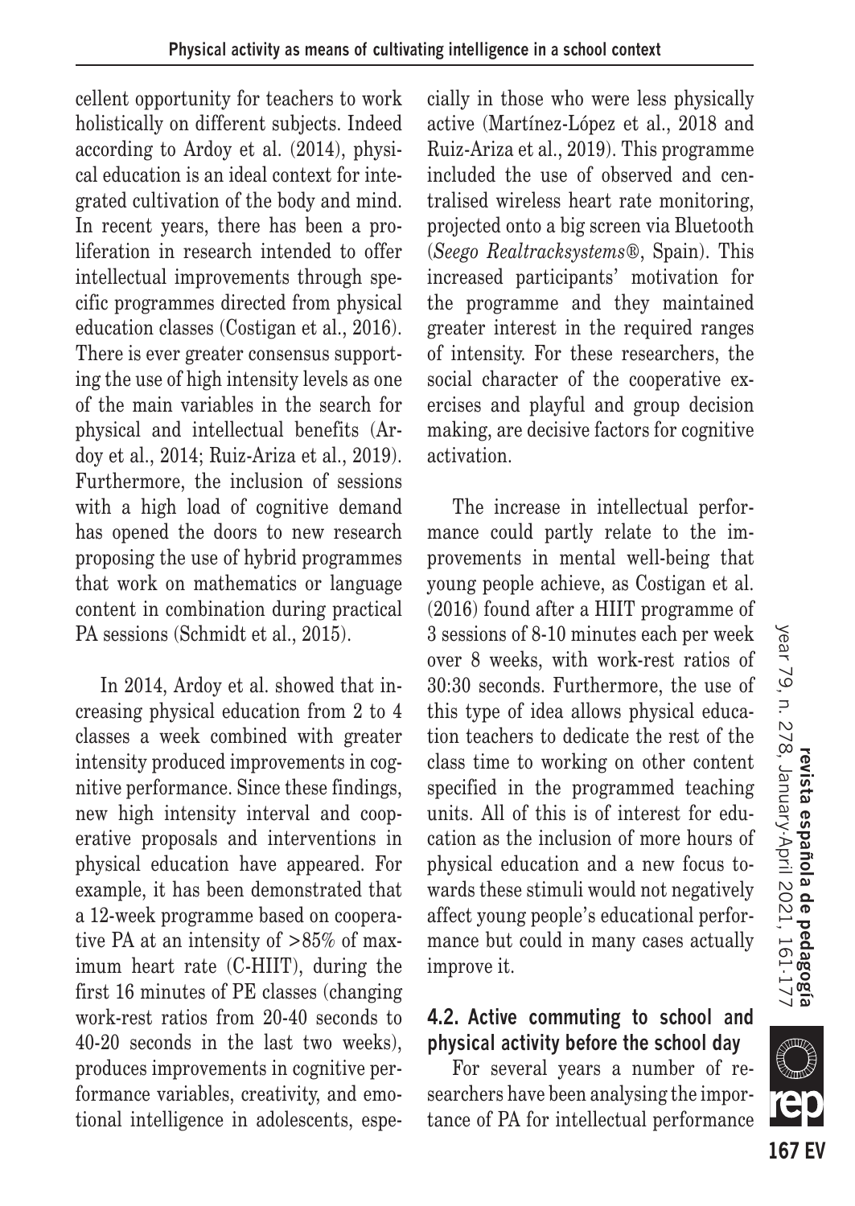cellent opportunity for teachers to work holistically on different subjects. Indeed according to Ardoy et al. (2014), physical education is an ideal context for integrated cultivation of the body and mind. In recent years, there has been a proliferation in research intended to offer intellectual improvements through specific programmes directed from physical education classes (Costigan et al., 2016). There is ever greater consensus supporting the use of high intensity levels as one of the main variables in the search for physical and intellectual benefits (Ardoy et al., 2014; Ruiz-Ariza et al., 2019). Furthermore, the inclusion of sessions with a high load of cognitive demand has opened the doors to new research proposing the use of hybrid programmes that work on mathematics or language content in combination during practical PA sessions (Schmidt et al., 2015).

In 2014, Ardoy et al. showed that increasing physical education from 2 to 4 classes a week combined with greater intensity produced improvements in cognitive performance. Since these findings, new high intensity interval and cooperative proposals and interventions in physical education have appeared. For example, it has been demonstrated that a 12-week programme based on cooperative PA at an intensity of >85% of maximum heart rate (C-HIIT), during the first 16 minutes of PE classes (changing work-rest ratios from 20-40 seconds to 40-20 seconds in the last two weeks), produces improvements in cognitive performance variables, creativity, and emotional intelligence in adolescents, especially in those who were less physically active (Martínez-López et al., 2018 and Ruiz-Ariza et al., 2019). This programme included the use of observed and centralised wireless heart rate monitoring, projected onto a big screen via Bluetooth (*Seego Realtracksystems®*, Spain). This increased participants' motivation for the programme and they maintained greater interest in the required ranges of intensity. For these researchers, the social character of the cooperative exercises and playful and group decision making, are decisive factors for cognitive activation.

The increase in intellectual performance could partly relate to the improvements in mental well-being that young people achieve, as Costigan et al. (2016) found after a HIIT programme of 3 sessions of 8-10 minutes each per week over 8 weeks, with work-rest ratios of 30:30 seconds. Furthermore, the use of this type of idea allows physical education teachers to dedicate the rest of the class time to working on other content specified in the programmed teaching units. All of this is of interest for education as the inclusion of more hours of physical education and a new focus towards these stimuli would not negatively affect young people's educational performance but could in many cases actually improve it.

### 4.2. Active commuting to school and physical activity before the school day

For several years a number of researchers have been analysing the importance of PA for intellectual performance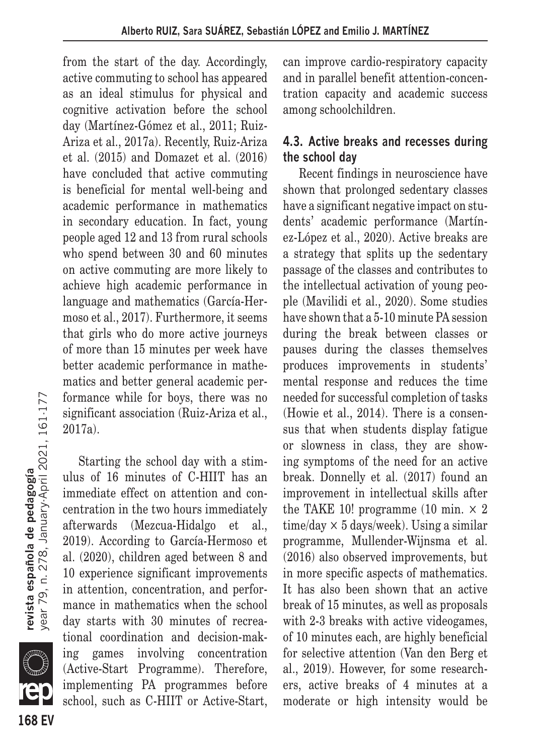from the start of the day. Accordingly, active commuting to school has appeared as an ideal stimulus for physical and cognitive activation before the school day (Martínez-Gómez et al., 2011; Ruiz-Ariza et al., 2017a). Recently, Ruiz-Ariza et al. (2015) and Domazet et al. (2016) have concluded that active commuting is beneficial for mental well-being and academic performance in mathematics in secondary education. In fact, young people aged 12 and 13 from rural schools who spend between 30 and 60 minutes on active commuting are more likely to achieve high academic performance in language and mathematics (García-Hermoso et al., 2017). Furthermore, it seems that girls who do more active journeys of more than 15 minutes per week have better academic performance in mathematics and better general academic performance while for boys, there was no significant association (Ruiz-Ariza et al., 2017a).

Starting the school day with a stimulus of 16 minutes of C-HIIT has an immediate effect on attention and concentration in the two hours immediately afterwards (Mezcua-Hidalgo et al., 2019). According to García-Hermoso et al. (2020), children aged between 8 and 10 experience significant improvements in attention, concentration, and performance in mathematics when the school day starts with 30 minutes of recreational coordination and decision-making games involving concentration (Active-Start Programme). Therefore, implementing PA programmes before school, such as C-HIIT or Active-Start, can improve cardio-respiratory capacity and in parallel benefit attention-concentration capacity and academic success among schoolchildren.

### 4.3. Active breaks and recesses during the school day

Recent findings in neuroscience have shown that prolonged sedentary classes have a significant negative impact on students' academic performance (Martínez-López et al., 2020). Active breaks are a strategy that splits up the sedentary passage of the classes and contributes to the intellectual activation of young people (Mavilidi et al., 2020). Some studies have shown that a 5-10 minute PA session during the break between classes or pauses during the classes themselves produces improvements in students' mental response and reduces the time needed for successful completion of tasks (Howie et al., 2014). There is a consensus that when students display fatigue or slowness in class, they are showing symptoms of the need for an active break. Donnelly et al. (2017) found an improvement in intellectual skills after the TAKE 10! programme (10 min. × 2 time/day × 5 days/week). Using a similar programme, Mullender-Wijnsma et al. (2016) also observed improvements, but in more specific aspects of mathematics. It has also been shown that an active break of 15 minutes, as well as proposals with 2-3 breaks with active videogames, of 10 minutes each, are highly beneficial for selective attention (Van den Berg et al., 2019). However, for some researchers, active breaks of 4 minutes at a moderate or high intensity would be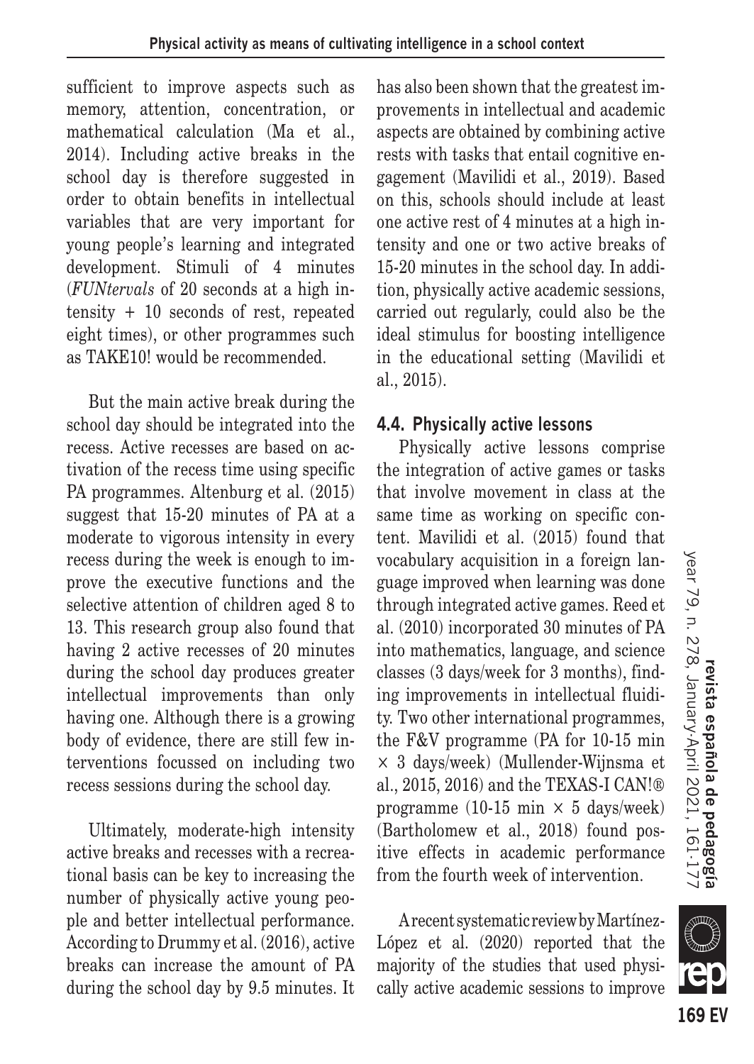sufficient to improve aspects such as memory, attention, concentration, or mathematical calculation (Ma et al., 2014). Including active breaks in the school day is therefore suggested in order to obtain benefits in intellectual variables that are very important for young people's learning and integrated development. Stimuli of 4 minutes (*FUNtervals* of 20 seconds at a high intensity + 10 seconds of rest, repeated eight times), or other programmes such as TAKE10! would be recommended.

But the main active break during the school day should be integrated into the recess. Active recesses are based on activation of the recess time using specific PA programmes. Altenburg et al. (2015) suggest that 15-20 minutes of PA at a moderate to vigorous intensity in every recess during the week is enough to improve the executive functions and the selective attention of children aged 8 to 13. This research group also found that having 2 active recesses of 20 minutes during the school day produces greater intellectual improvements than only having one. Although there is a growing body of evidence, there are still few interventions focussed on including two recess sessions during the school day.

Ultimately, moderate-high intensity active breaks and recesses with a recreational basis can be key to increasing the number of physically active young people and better intellectual performance. According to Drummy et al. (2016), active breaks can increase the amount of PA during the school day by 9.5 minutes. It has also been shown that the greatest improvements in intellectual and academic aspects are obtained by combining active rests with tasks that entail cognitive engagement (Mavilidi et al., 2019). Based on this, schools should include at least one active rest of 4 minutes at a high intensity and one or two active breaks of 15-20 minutes in the school day. In addition, physically active academic sessions, carried out regularly, could also be the ideal stimulus for boosting intelligence in the educational setting (Mavilidi et al., 2015).

### 4.4. Physically active lessons

Physically active lessons comprise the integration of active games or tasks that involve movement in class at the same time as working on specific content. Mavilidi et al. (2015) found that vocabulary acquisition in a foreign language improved when learning was done through integrated active games. Reed et al. (2010) incorporated 30 minutes of PA into mathematics, language, and science classes (3 days/week for 3 months), finding improvements in intellectual fluidity. Two other international programmes, the F&V programme (PA for 10-15 min × 3 days/week) (Mullender-Wijnsma et al., 2015, 2016) and the TEXAS-I CAN!® programme (10-15 min × 5 days/week) (Bartholomew et al., 2018) found positive effects in academic performance from the fourth week of intervention.

A recent systematic review by Martínez-López et al. (2020) reported that the majority of the studies that used physically active academic sessions to improve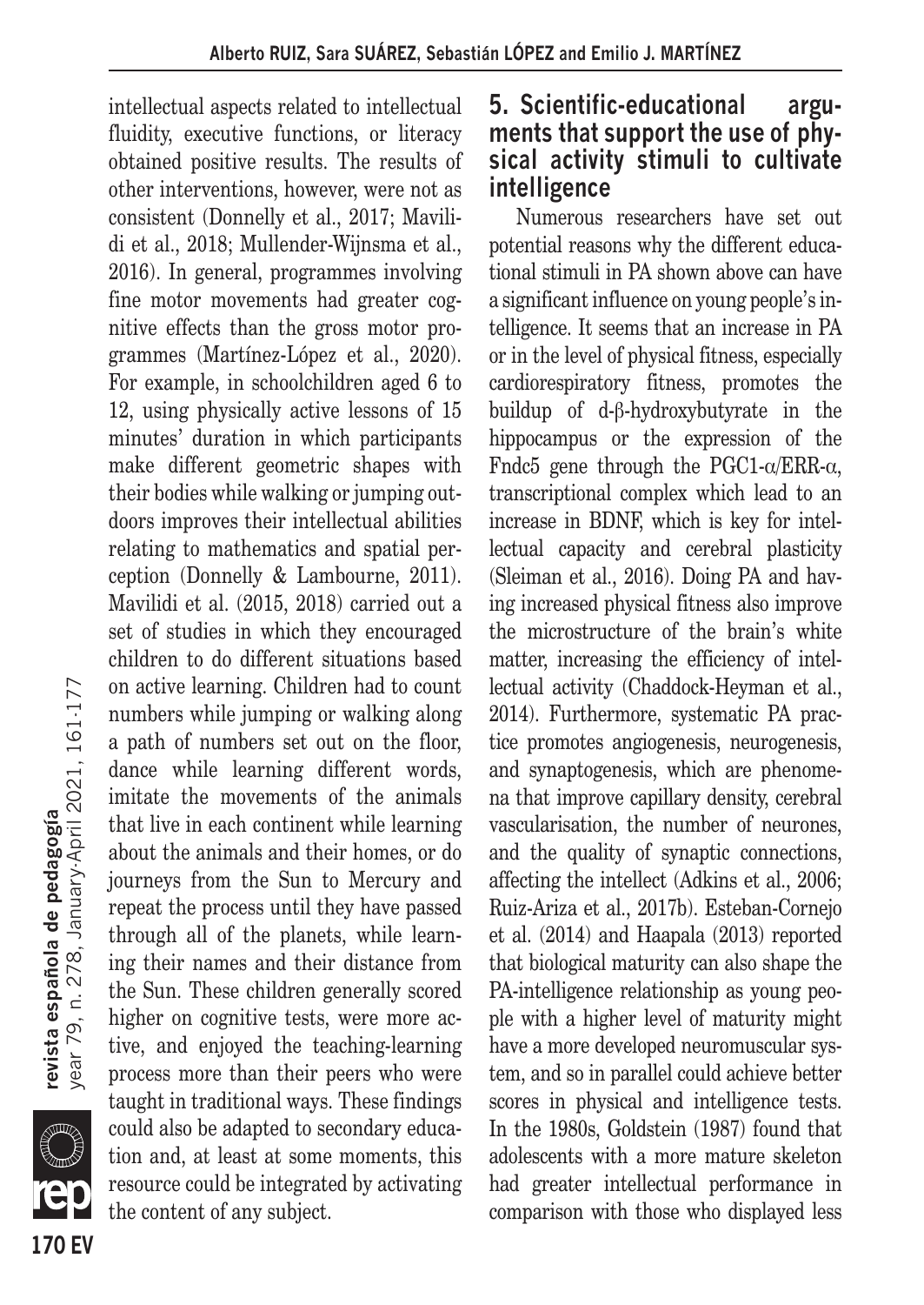intellectual aspects related to intellectual fluidity, executive functions, or literacy obtained positive results. The results of other interventions, however, were not as consistent (Donnelly et al., 2017; Mavilidi et al., 2018; Mullender-Wijnsma et al., 2016). In general, programmes involving fine motor movements had greater cognitive effects than the gross motor programmes (Martínez-López et al., 2020). For example, in schoolchildren aged 6 to 12, using physically active lessons of 15 minutes' duration in which participants make different geometric shapes with their bodies while walking or jumping outdoors improves their intellectual abilities relating to mathematics and spatial perception (Donnelly & Lambourne, 2011). Mavilidi et al. (2015, 2018) carried out a set of studies in which they encouraged children to do different situations based on active learning. Children had to count numbers while jumping or walking along a path of numbers set out on the floor, dance while learning different words, imitate the movements of the animals that live in each continent while learning about the animals and their homes, or do journeys from the Sun to Mercury and repeat the process until they have passed through all of the planets, while learning their names and their distance from the Sun. These children generally scored higher on cognitive tests, were more active, and enjoyed the teaching-learning process more than their peers who were taught in traditional ways. These findings could also be adapted to secondary education and, at least at some moments, this resource could be integrated by activating the content of any subject.

## 5. Scientific-educational arguments that support the use of physical activity stimuli to cultivate intelligence

Numerous researchers have set out potential reasons why the different educational stimuli in PA shown above can have a significant influence on young people's intelligence. It seems that an increase in PA or in the level of physical fitness, especially cardiorespiratory fitness, promotes the buildup of d-β-hydroxybutyrate in the hippocampus or the expression of the Fndc5 gene through the PGC1-α/ERR-α, transcriptional complex which lead to an increase in BDNF, which is key for intellectual capacity and cerebral plasticity (Sleiman et al., 2016). Doing PA and having increased physical fitness also improve the microstructure of the brain's white matter, increasing the efficiency of intellectual activity (Chaddock-Heyman et al., 2014). Furthermore, systematic PA practice promotes angiogenesis, neurogenesis, and synaptogenesis, which are phenomena that improve capillary density, cerebral vascularisation, the number of neurones, and the quality of synaptic connections, affecting the intellect (Adkins et al., 2006; Ruiz-Ariza et al., 2017b). Esteban-Cornejo et al. (2014) and Haapala (2013) reported that biological maturity can also shape the PA-intelligence relationship as young people with a higher level of maturity might have a more developed neuromuscular system, and so in parallel could achieve better scores in physical and intelligence tests. In the 1980s, Goldstein (1987) found that adolescents with a more mature skeleton had greater intellectual performance in comparison with those who displayed less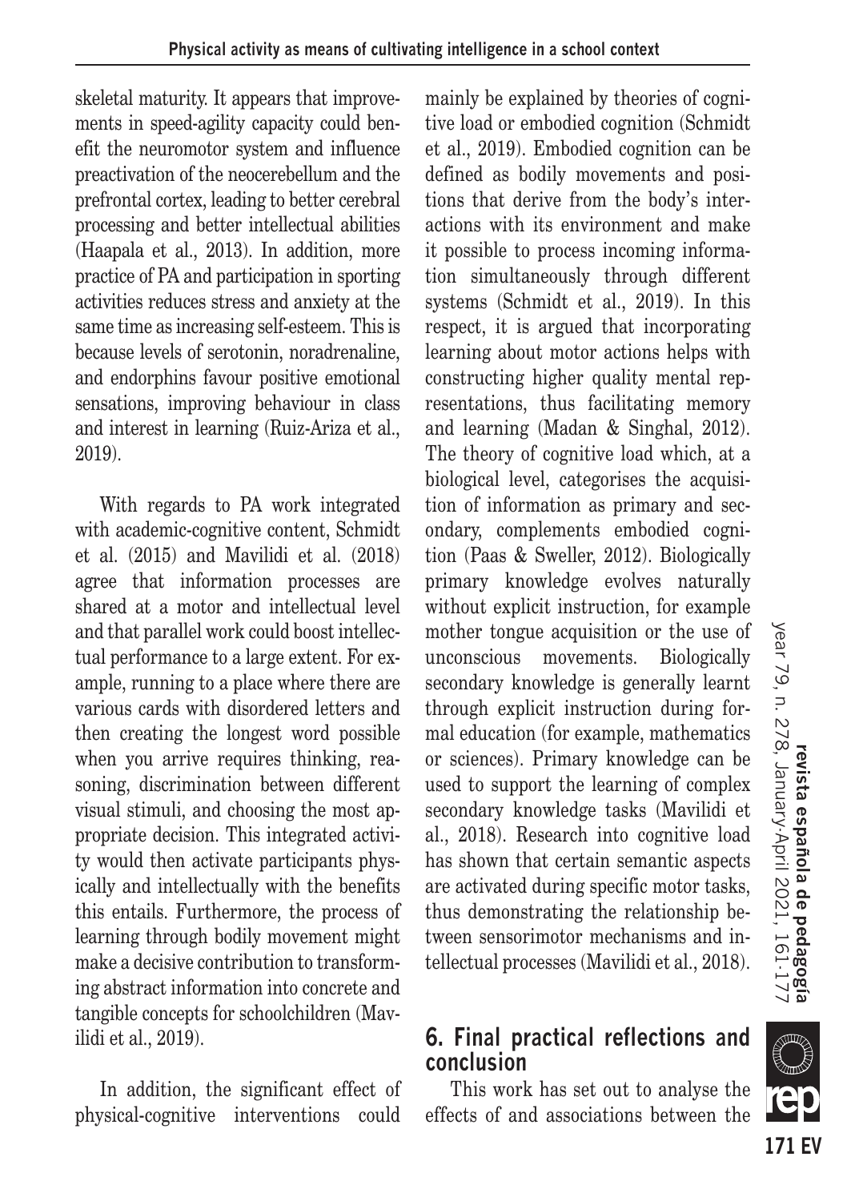skeletal maturity. It appears that improvements in speed-agility capacity could benefit the neuromotor system and influence preactivation of the neocerebellum and the prefrontal cortex, leading to better cerebral processing and better intellectual abilities (Haapala et al., 2013). In addition, more practice of PA and participation in sporting activities reduces stress and anxiety at the same time as increasing self-esteem. This is because levels of serotonin, noradrenaline, and endorphins favour positive emotional sensations, improving behaviour in class and interest in learning (Ruiz-Ariza et al., 2019).

With regards to PA work integrated with academic-cognitive content, Schmidt et al. (2015) and Mavilidi et al. (2018) agree that information processes are shared at a motor and intellectual level and that parallel work could boost intellectual performance to a large extent. For example, running to a place where there are various cards with disordered letters and then creating the longest word possible when you arrive requires thinking, reasoning, discrimination between different visual stimuli, and choosing the most appropriate decision. This integrated activity would then activate participants physically and intellectually with the benefits this entails. Furthermore, the process of learning through bodily movement might make a decisive contribution to transforming abstract information into concrete and tangible concepts for schoolchildren (Mavilidi et al., 2019).

In addition, the significant effect of physical-cognitive interventions could mainly be explained by theories of cognitive load or embodied cognition (Schmidt et al., 2019). Embodied cognition can be defined as bodily movements and positions that derive from the body's interactions with its environment and make it possible to process incoming information simultaneously through different systems (Schmidt et al., 2019). In this respect, it is argued that incorporating learning about motor actions helps with constructing higher quality mental representations, thus facilitating memory and learning (Madan & Singhal, 2012). The theory of cognitive load which, at a biological level, categorises the acquisition of information as primary and secondary, complements embodied cognition (Paas & Sweller, 2012). Biologically primary knowledge evolves naturally without explicit instruction, for example mother tongue acquisition or the use of unconscious movements. Biologically secondary knowledge is generally learnt through explicit instruction during formal education (for example, mathematics or sciences). Primary knowledge can be used to support the learning of complex secondary knowledge tasks (Mavilidi et al., 2018). Research into cognitive load has shown that certain semantic aspects are activated during specific motor tasks, thus demonstrating the relationship between sensorimotor mechanisms and intellectual processes (Mavilidi et al., 2018).

## 6. Final practical reflections and conclusion

This work has set out to analyse the effects of and associations between the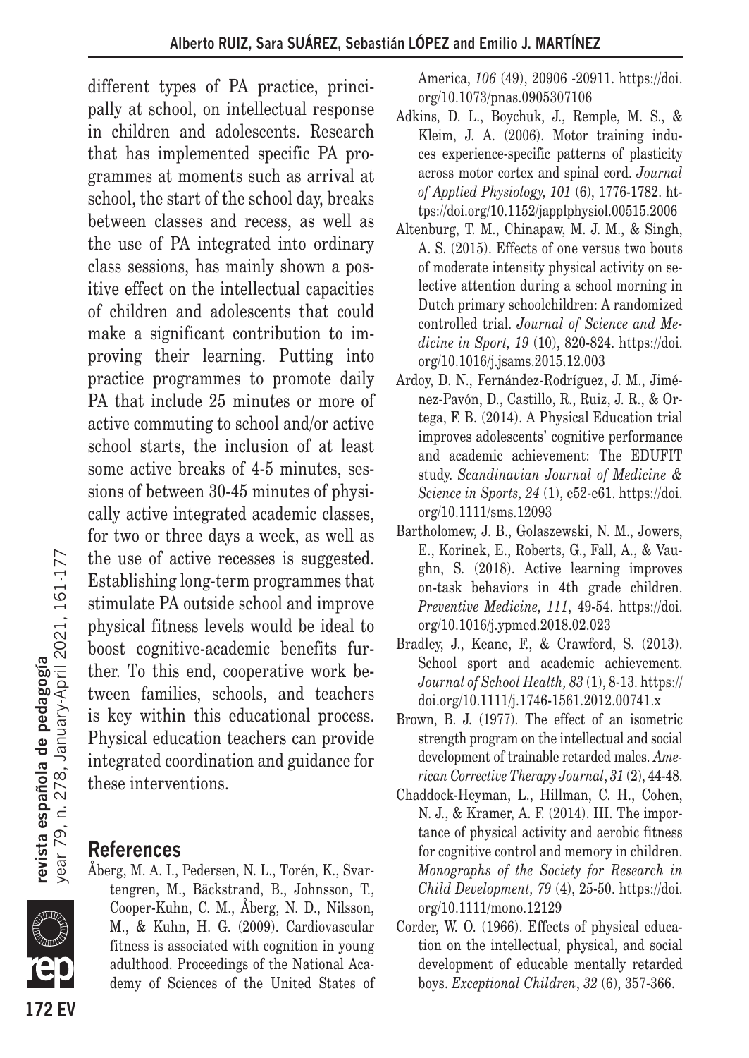different types of PA practice, principally at school, on intellectual response in children and adolescents. Research that has implemented specific PA programmes at moments such as arrival at school, the start of the school day, breaks between classes and recess, as well as the use of PA integrated into ordinary class sessions, has mainly shown a positive effect on the intellectual capacities of children and adolescents that could make a significant contribution to improving their learning. Putting into practice programmes to promote daily PA that include 25 minutes or more of active commuting to school and/or active school starts, the inclusion of at least some active breaks of 4-5 minutes, sessions of between 30-45 minutes of physically active integrated academic classes, for two or three days a week, as well as the use of active recesses is suggested. Establishing long-term programmes that stimulate PA outside school and improve physical fitness levels would be ideal to boost cognitive-academic benefits further. To this end, cooperative work between families, schools, and teachers is key within this educational process. Physical education teachers can provide integrated coordination and guidance for these interventions.

## References

Åberg, M. A. I., Pedersen, N. L., Torén, K., Svartengren, M., Bäckstrand, B., Johnsson, T., Cooper-Kuhn, C. M., Åberg, N. D., Nilsson, M., & Kuhn, H. G. (2009). Cardiovascular fitness is associated with cognition in young adulthood. Proceedings of the National Academy of Sciences of the United States of America, *106* (49), 20906 -20911. https://doi.org/10.1073/pnas.0905307106

Adkins, D. L., Boychuk, J., Remple, M. S., & Kleim, J. A. (2006). Motor training induces experience-specific patterns of plasticity across motor cortex and spinal cord. *Journal of Applied Physiology, 101* (6), 1776-1782. https://doi.org/10.1152/japplphysiol.00515.2006

Altenburg, T. M., Chinapaw, M. J. M., & Singh, A. S. (2015). Effects of one versus two bouts of moderate intensity physical activity on selective attention during a school morning in Dutch primary schoolchildren: A randomized controlled trial. *Journal of Science and Medicine in Sport, 19* (10), 820-824. https://doi.org/10.1016/j.jsams.2015.12.003

Ardoy, D. N., Fernández-Rodríguez, J. M., Jiménez-Pavón, D., Castillo, R., Ruiz, J. R., & Ortega, F. B. (2014). A Physical Education trial improves adolescents' cognitive performance and academic achievement: The EDUFIT study. *Scandinavian Journal of Medicine & Science in Sports, 24* (1), e52-e61. https://doi.org/10.1111/sms.12093

Bartholomew, J. B., Golaszewski, N. M., Jowers, E., Korinek, E., Roberts, G., Fall, A., & Vaughn, S. (2018). Active learning improves on-task behaviors in 4th grade children. *Preventive Medicine, 111*, 49-54. https://doi.org/10.1016/j.ypmed.2018.02.023

Bradley, J., Keane, F., & Crawford, S. (2013). School sport and academic achievement. *Journal of School Health, 83* (1), 8-13. https://doi.org/10.1111/j.1746-1561.2012.00741.x

Brown, B. J. (1977). The effect of an isometric strength program on the intellectual and social development of trainable retarded males. *American Corrective Therapy Journal*, *31* (2), 44-48.

Chaddock-Heyman, L., Hillman, C. H., Cohen, N. J., & Kramer, A. F. (2014). III. The importance of physical activity and aerobic fitness for cognitive control and memory in children. *Monographs of the Society for Research in Child Development, 79* (4), 25-50. https://doi.org/10.1111/mono.12129

Corder, W. O. (1966). Effects of physical education on the intellectual, physical, and social development of educable mentally retarded boys. *Exceptional Children*, *32* (6), 357-366.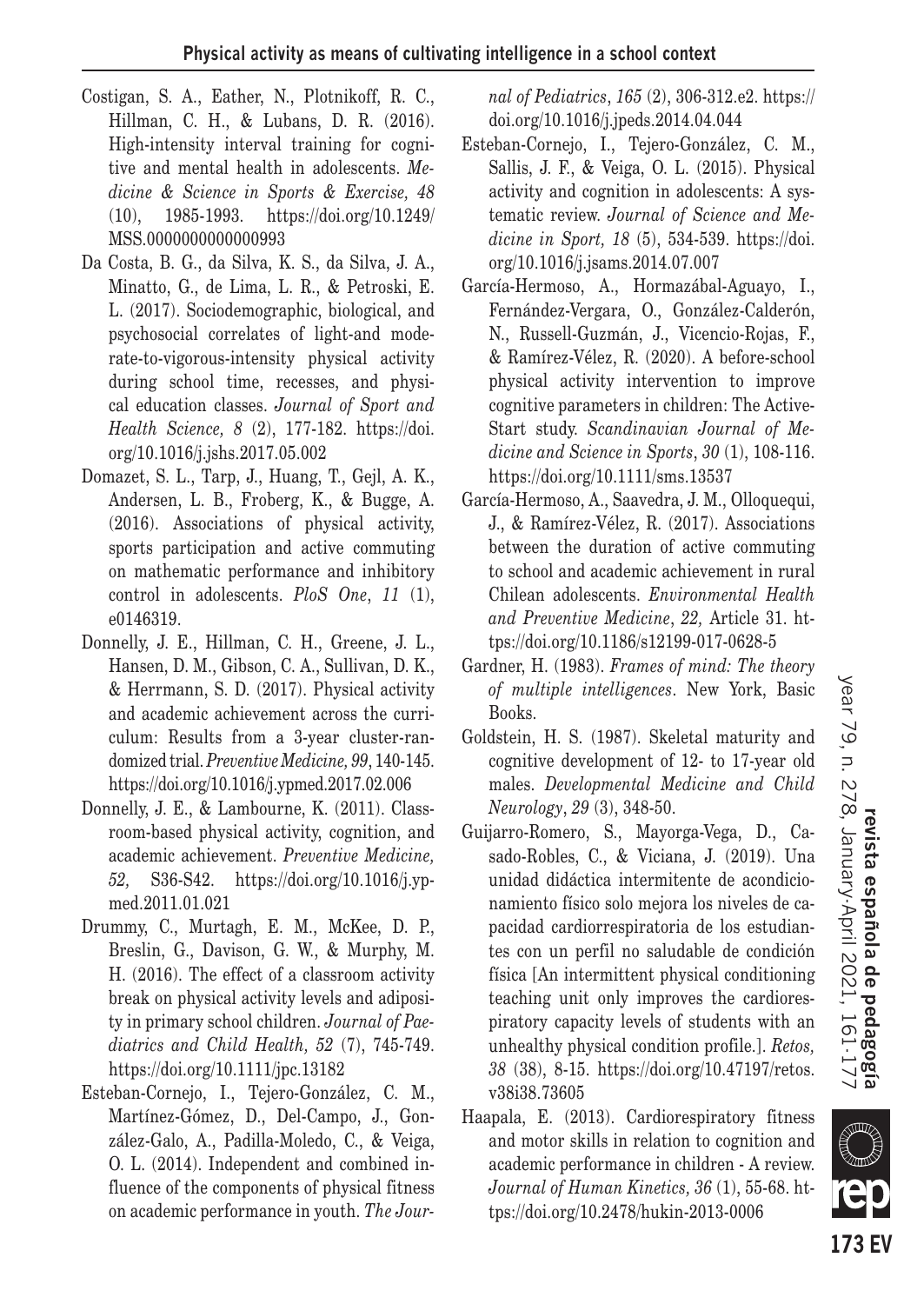Costigan, S. A., Eather, N., Plotnikoff, R. C., Hillman, C. H., & Lubans, D. R. (2016). High-intensity interval training for cognitive and mental health in adolescents. *Medicine & Science in Sports & Exercise, 48* (10), 1985-1993. https://doi.org/10.1249/MSS.0000000000000993

Da Costa, B. G., da Silva, K. S., da Silva, J. A., Minatto, G., de Lima, L. R., & Petroski, E. L. (2017). Sociodemographic, biological, and psychosocial correlates of light-and moderate-to-vigorous-intensity physical activity during school time, recesses, and physical education classes. *Journal of Sport and Health Science, 8* (2), 177-182. https://doi.org/10.1016/j.jshs.2017.05.002

Domazet, S. L., Tarp, J., Huang, T., Gejl, A. K., Andersen, L. B., Froberg, K., & Bugge, A. (2016). Associations of physical activity, sports participation and active commuting on mathematic performance and inhibitory control in adolescents. *PloS One*, *11* (1), e0146319.

Donnelly, J. E., Hillman, C. H., Greene, J. L., Hansen, D. M., Gibson, C. A., Sullivan, D. K., & Herrmann, S. D. (2017). Physical activity and academic achievement across the curriculum: Results from a 3-year cluster-randomized trial. *Preventive Medicine, 99*, 140-145. https://doi.org/10.1016/j.ypmed.2017.02.006

Donnelly, J. E., & Lambourne, K. (2011). Classroom-based physical activity, cognition, and academic achievement. *Preventive Medicine, 52,* S36-S42. https://doi.org/10.1016/j.ypmed.2011.01.021

Drummy, C., Murtagh, E. M., McKee, D. P., Breslin, G., Davison, G. W., & Murphy, M. H. (2016). The effect of a classroom activity break on physical activity levels and adiposity in primary school children. *Journal of Paediatrics and Child Health, 52* (7), 745-749. https://doi.org/10.1111/jpc.13182

Esteban-Cornejo, I., Tejero-González, C. M., Martínez-Gómez, D., Del-Campo, J., González-Galo, A., Padilla-Moledo, C., & Veiga, O. L. (2014). Independent and combined influence of the components of physical fitness on academic performance in youth. *The Journal of Pediatrics*, *165* (2), 306-312.e2. https://doi.org/10.1016/j.jpeds.2014.04.044

Esteban-Cornejo, I., Tejero-González, C. M., Sallis, J. F., & Veiga, O. L. (2015). Physical activity and cognition in adolescents: A systematic review. *Journal of Science and Medicine in Sport, 18* (5), 534-539. https://doi.org/10.1016/j.jsams.2014.07.007

García-Hermoso, A., Hormazábal-Aguayo, I., Fernández-Vergara, O., González-Calderón, N., Russell-Guzmán, J., Vicencio-Rojas, F., & Ramírez-Vélez, R. (2020). A before-school physical activity intervention to improve cognitive parameters in children: The Active-Start study. *Scandinavian Journal of Medicine and Science in Sports*, *30* (1), 108-116. https://doi.org/10.1111/sms.13537

García-Hermoso, A., Saavedra, J. M., Olloquequi, J., & Ramírez-Vélez, R. (2017). Associations between the duration of active commuting to school and academic achievement in rural Chilean adolescents. *Environmental Health and Preventive Medicine*, *22,* Article 31. https://doi.org/10.1186/s12199-017-0628-5

Gardner, H. (1983). *Frames of mind: The theory of multiple intelligences*. New York, Basic Books.

Goldstein, H. S. (1987). Skeletal maturity and cognitive development of 12- to 17-year old males. *Developmental Medicine and Child Neurology*, *29* (3), 348-50.

Guijarro-Romero, S., Mayorga-Vega, D., Casado-Robles, C., & Viciana, J. (2019). Una unidad didáctica intermitente de acondicionamiento físico solo mejora los niveles de capacidad cardiorrespiratoria de los estudiantes con un perfil no saludable de condición física [An intermittent physical conditioning teaching unit only improves the cardiorespiratory capacity levels of students with an unhealthy physical condition profile.]. *Retos, 38* (38), 8-15. https://doi.org/10.47197/retos.v38i38.73605

Haapala, E. (2013). Cardiorespiratory fitness and motor skills in relation to cognition and academic performance in children - A review. *Journal of Human Kinetics, 36* (1), 55-68. https://doi.org/10.2478/hukin-2013-0006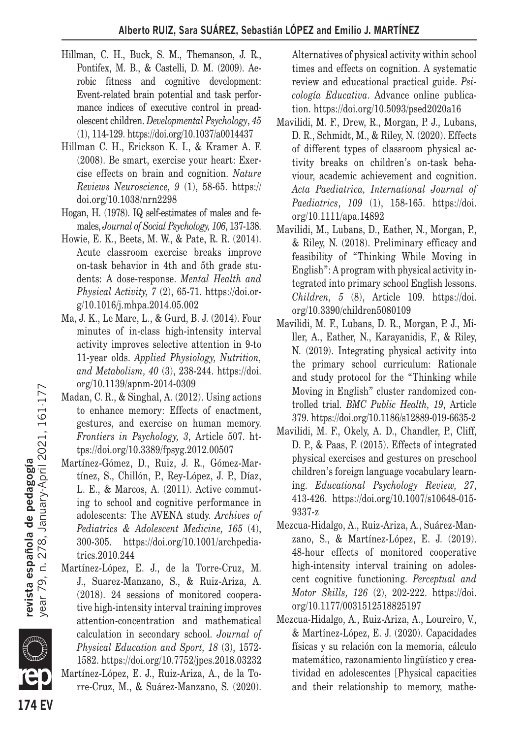Hillman, C. H., Buck, S. M., Themanson, J. R., Pontifex, M. B., & Castelli, D. M. (2009). Aerobic fitness and cognitive development: Event-related brain potential and task performance indices of executive control in preadolescent children. *Developmental Psychology*, *45* (1), 114-129. https://doi.org/10.1037/a0014437

Hillman C. H., Erickson K. I., & Kramer A. F. (2008). Be smart, exercise your heart: Exercise effects on brain and cognition. *Nature Reviews Neuroscience, 9* (1), 58-65. https://doi.org/10.1038/nrn2298

Hogan, H. (1978). IQ self-estimates of males and females, *Journal of Social Psychology, 106*, 137-138.

Howie, E. K., Beets, M. W., & Pate, R. R. (2014). Acute classroom exercise breaks improve on-task behavior in 4th and 5th grade students: A dose-response. *Mental Health and Physical Activity, 7* (2), 65-71. https://doi.org/10.1016/j.mhpa.2014.05.002

Ma, J. K., Le Mare, L., & Gurd, B. J. (2014). Four minutes of in-class high-intensity interval activity improves selective attention in 9-to 11-year olds. *Applied Physiology, Nutrition, and Metabolism, 40* (3), 238-244. https://doi.org/10.1139/apnm-2014-0309

Madan, C. R., & Singhal, A. (2012). Using actions to enhance memory: Effects of enactment, gestures, and exercise on human memory. *Frontiers in Psychology, 3*, Article 507. https://doi.org/10.3389/fpsyg.2012.00507

Martínez-Gómez, D., Ruiz, J. R., Gómez-Martínez, S., Chillón, P., Rey-López, J. P., Díaz, L. E., & Marcos, A. (2011). Active commuting to school and cognitive performance in adolescents: The AVENA study. *Archives of Pediatrics & Adolescent Medicine, 165* (4), 300-305. https://doi.org/10.1001/archpediatrics.2010.244

Martínez-López, E. J., de la Torre-Cruz, M. J., Suarez-Manzano, S., & Ruiz-Ariza, A. (2018). 24 sessions of monitored cooperative high-intensity interval training improves attention-concentration and mathematical calculation in secondary school. *Journal of Physical Education and Sport, 18* (3), 1572-1582. https://doi.org/10.7752/jpes.2018.03232

Martínez-López, E. J., Ruiz-Ariza, A., de la Torre-Cruz, M., & Suárez-Manzano, S. (2020). Alternatives of physical activity within school times and effects on cognition. A systematic review and educational practical guide. *Psicología Educativa*. Advance online publication. https://doi.org/10.5093/psed2020a16

Mavilidi, M. F., Drew, R., Morgan, P. J., Lubans, D. R., Schmidt, M., & Riley, N. (2020). Effects of different types of classroom physical activity breaks on children's on-task behaviour, academic achievement and cognition. *Acta Paediatrica, International Journal of Paediatrics*, *109* (1), 158-165. https://doi.org/10.1111/apa.14892

Mavilidi, M., Lubans, D., Eather, N., Morgan, P., & Riley, N. (2018). Preliminary efficacy and feasibility of "Thinking While Moving in English": A program with physical activity integrated into primary school English lessons. *Children, 5* (8), Article 109. https://doi.org/10.3390/children5080109

Mavilidi, M. F., Lubans, D. R., Morgan, P. J., Miller, A., Eather, N., Karayanidis, F., & Riley, N. (2019). Integrating physical activity into the primary school curriculum: Rationale and study protocol for the "Thinking while Moving in English" cluster randomized controlled trial. *BMC Public Health, 19*, Article 379. https://doi.org/10.1186/s12889-019-6635-2

Mavilidi, M. F., Okely, A. D., Chandler, P., Cliff, D. P., & Paas, F. (2015). Effects of integrated physical exercises and gestures on preschool children's foreign language vocabulary learning. *Educational Psychology Review, 27*, 413-426. https://doi.org/10.1007/s10648-015-9337-z

Mezcua-Hidalgo, A., Ruiz-Ariza, A., Suárez-Manzano, S., & Martínez-López, E. J. (2019). 48-hour effects of monitored cooperative high-intensity interval training on adolescent cognitive functioning. *Perceptual and Motor Skills, 126* (2), 202-222. https://doi.org/10.1177/0031512518825197

Mezcua-Hidalgo, A., Ruiz-Ariza, A., Loureiro, V., & Martínez-López, E. J. (2020). Capacidades físicas y su relación con la memoria, cálculo matemático, razonamiento lingüístico y creatividad en adolescentes [Physical capacities and their relationship to memory, mathe-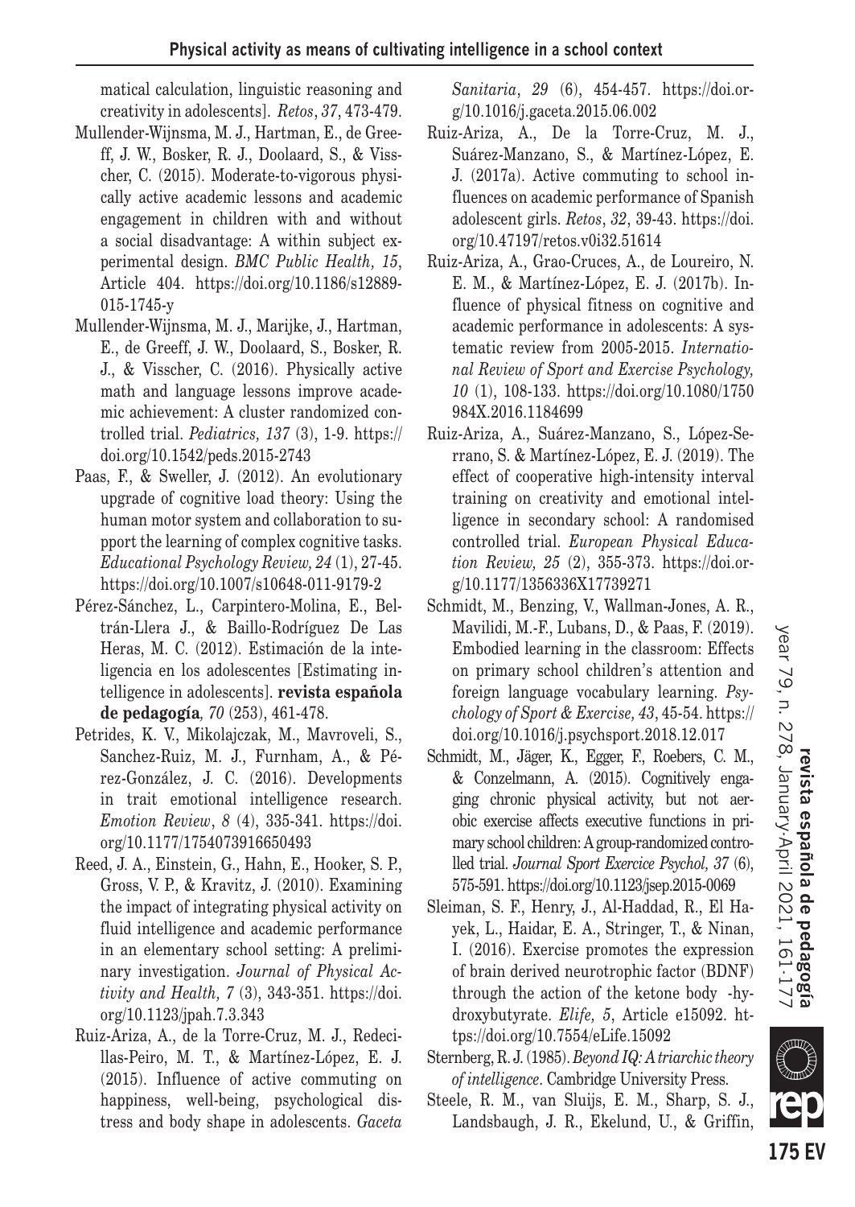matical calculation, linguistic reasoning and creativity in adolescents]. *Retos*, *37*, 473-479.

Mullender-Wijnsma, M. J., Hartman, E., de Greeff, J. W., Bosker, R. J., Doolaard, S., & Visscher, C. (2015). Moderate-to-vigorous physically active academic lessons and academic engagement in children with and without a social disadvantage: A within subject experimental design. *BMC Public Health, 15*, Article 404. https://doi.org/10.1186/s12889-015-1745-y

Mullender-Wijnsma, M. J., Marijke, J., Hartman, E., de Greeff, J. W., Doolaard, S., Bosker, R. J., & Visscher, C. (2016). Physically active math and language lessons improve academic achievement: A cluster randomized controlled trial. *Pediatrics, 137* (3), 1-9. https://doi.org/10.1542/peds.2015-2743

Paas, F., & Sweller, J. (2012). An evolutionary upgrade of cognitive load theory: Using the human motor system and collaboration to support the learning of complex cognitive tasks. *Educational Psychology Review, 24* (1), 27-45. https://doi.org/10.1007/s10648-011-9179-2

Pérez-Sánchez, L., Carpintero-Molina, E., Beltrán-Llera J., & Baillo-Rodríguez De Las Heras, M. C. (2012). Estimación de la inteligencia en los adolescentes [Estimating intelligence in adolescents]. **revista española de pedagogía***, 70* (253), 461-478.

Petrides, K. V., Mikolajczak, M., Mavroveli, S., Sanchez-Ruiz, M. J., Furnham, A., & Pérez-González, J. C. (2016). Developments in trait emotional intelligence research. *Emotion Review*, *8* (4), 335-341. https://doi.org/10.1177/1754073916650493

Reed, J. A., Einstein, G., Hahn, E., Hooker, S. P., Gross, V. P., & Kravitz, J. (2010). Examining the impact of integrating physical activity on fluid intelligence and academic performance in an elementary school setting: A preliminary investigation. *Journal of Physical Activity and Health, 7* (3), 343-351. https://doi.org/10.1123/jpah.7.3.343

Ruiz-Ariza, A., de la Torre-Cruz, M. J., Redecillas-Peiro, M. T., & Martínez-López, E. J. (2015). Influence of active commuting on happiness, well-being, psychological distress and body shape in adolescents. *Gaceta Sanitaria*, *29* (6), 454-457. https://doi.org/10.1016/j.gaceta.2015.06.002

Ruiz-Ariza, A., De la Torre-Cruz, M. J., Suárez-Manzano, S., & Martínez-López, E. J. (2017a). Active commuting to school influences on academic performance of Spanish adolescent girls. *Retos*, *32*, 39-43. https://doi.org/10.47197/retos.v0i32.51614

Ruiz-Ariza, A., Grao-Cruces, A., de Loureiro, N. E. M., & Martínez-López, E. J. (2017b). Influence of physical fitness on cognitive and academic performance in adolescents: A systematic review from 2005-2015. *International Review of Sport and Exercise Psychology, 10* (1), 108-133. https://doi.org/10.1080/1750984X.2016.1184699

Ruiz-Ariza, A., Suárez-Manzano, S., López-Serrano, S. & Martínez-López, E. J. (2019). The effect of cooperative high-intensity interval training on creativity and emotional intelligence in secondary school: A randomised controlled trial. *European Physical Education Review, 25* (2), 355-373. https://doi.org/10.1177/1356336X17739271

Schmidt, M., Benzing, V., Wallman-Jones, A. R., Mavilidi, M.-F., Lubans, D., & Paas, F. (2019). Embodied learning in the classroom: Effects on primary school children's attention and foreign language vocabulary learning. *Psychology of Sport & Exercise, 43*, 45-54. https://doi.org/10.1016/j.psychsport.2018.12.017

Schmidt, M., Jäger, K., Egger, F., Roebers, C. M., & Conzelmann, A. (2015). Cognitively engaging chronic physical activity, but not aerobic exercise affects executive functions in primary school children: A group-randomized controlled trial. *Journal Sport Exercice Psychol, 37* (6), 575-591. https://doi.org/10.1123/jsep.2015-0069

Sleiman, S. F., Henry, J., Al-Haddad, R., El Hayek, L., Haidar, E. A., Stringer, T., & Ninan, I. (2016). Exercise promotes the expression of brain derived neurotrophic factor (BDNF) through the action of the ketone body -hydroxybutyrate. *Elife, 5*, Article e15092. https://doi.org/10.7554/eLife.15092

Sternberg, R. J. (1985). *Beyond IQ: A triarchic theory of intelligence*. Cambridge University Press.

Steele, R. M., van Sluijs, E. M., Sharp, S. J., Landsbaugh, J. R., Ekelund, U., & Griffin,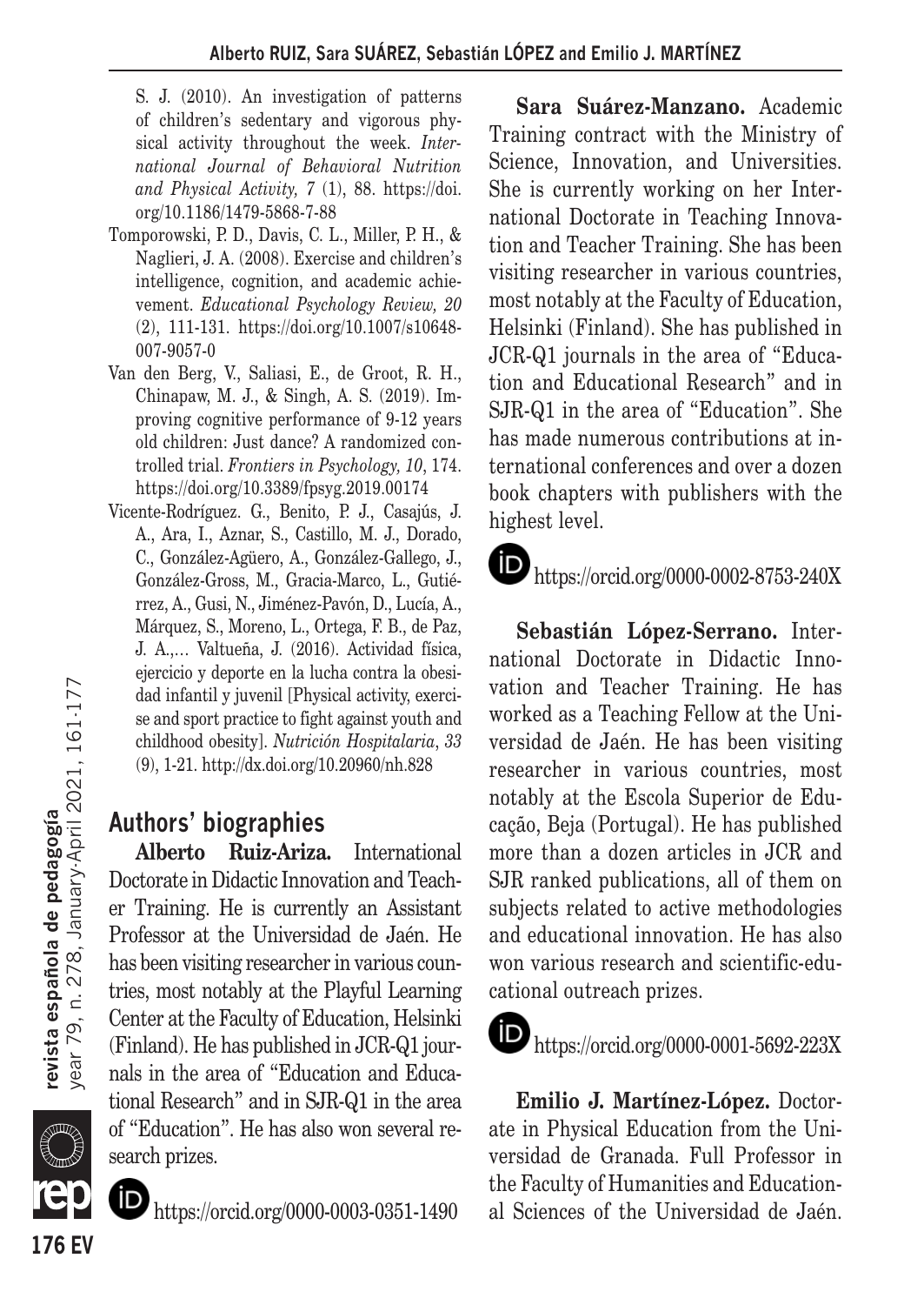S. J. (2010). An investigation of patterns of children's sedentary and vigorous physical activity throughout the week. *International Journal of Behavioral Nutrition and Physical Activity, 7* (1), 88. https://doi.org/10.1186/1479-5868-7-88

Tomporowski, P. D., Davis, C. L., Miller, P. H., & Naglieri, J. A. (2008). Exercise and children's intelligence, cognition, and academic achievement. *Educational Psychology Review, 20* (2), 111-131. https://doi.org/10.1007/s10648-007-9057-0

Van den Berg, V., Saliasi, E., de Groot, R. H., Chinapaw, M. J., & Singh, A. S. (2019). Improving cognitive performance of 9-12 years old children: Just dance? A randomized controlled trial. *Frontiers in Psychology, 10*, 174. https://doi.org/10.3389/fpsyg.2019.00174

Vicente-Rodríguez. G., Benito, P. J., Casajús, J. A., Ara, I., Aznar, S., Castillo, M. J., Dorado, C., González-Agüero, A., González-Gallego, J., González-Gross, M., Gracia-Marco, L., Gutiérrez, A., Gusi, N., Jiménez-Pavón, D., Lucía, A., Márquez, S., Moreno, L., Ortega, F. B., de Paz, J. A.,… Valtueña, J. (2016). Actividad física, ejercicio y deporte en la lucha contra la obesidad infantil y juvenil [Physical activity, exercise and sport practice to fight against youth and childhood obesity]. *Nutrición Hospitalaria, 33* (9), 1-21. http://dx.doi.org/10.20960/nh.828

## Authors' biographies

**Alberto Ruiz-Ariza.** International Doctorate in Didactic Innovation and Teacher Training. He is currently an Assistant Professor at the Universidad de Jaén. He has been visiting researcher in various countries, most notably at the Playful Learning Center at the Faculty of Education, Helsinki (Finland). He has published in JCR-Q1 journals in the area of "Education and Educational Research" and in SJR-Q1 in the area of "Education". He has also won several research prizes.

https://orcid.org/0000-0003-0351-1490

**Sara Suárez-Manzano.** Academic Training contract with the Ministry of Science, Innovation, and Universities. She is currently working on her International Doctorate in Teaching Innovation and Teacher Training. She has been visiting researcher in various countries, most notably at the Faculty of Education, Helsinki (Finland). She has published in JCR-Q1 journals in the area of "Education and Educational Research" and in SJR-Q1 in the area of "Education". She has made numerous contributions at international conferences and over a dozen book chapters with publishers with the highest level.

https://orcid.org/0000-0002-8753-240X

**Sebastián López-Serrano.** International Doctorate in Didactic Innovation and Teacher Training. He has worked as a Teaching Fellow at the Universidad de Jaén. He has been visiting researcher in various countries, most notably at the Escola Superior de Educação, Beja (Portugal). He has published more than a dozen articles in JCR and SJR ranked publications, all of them on subjects related to active methodologies and educational innovation. He has also won various research and scientific-educational outreach prizes.

https://orcid.org/0000-0001-5692-223X

**Emilio J. Martínez-López.** Doctorate in Physical Education from the Universidad de Granada. Full Professor in the Faculty of Humanities and Educational Sciences of the Universidad de Jaén.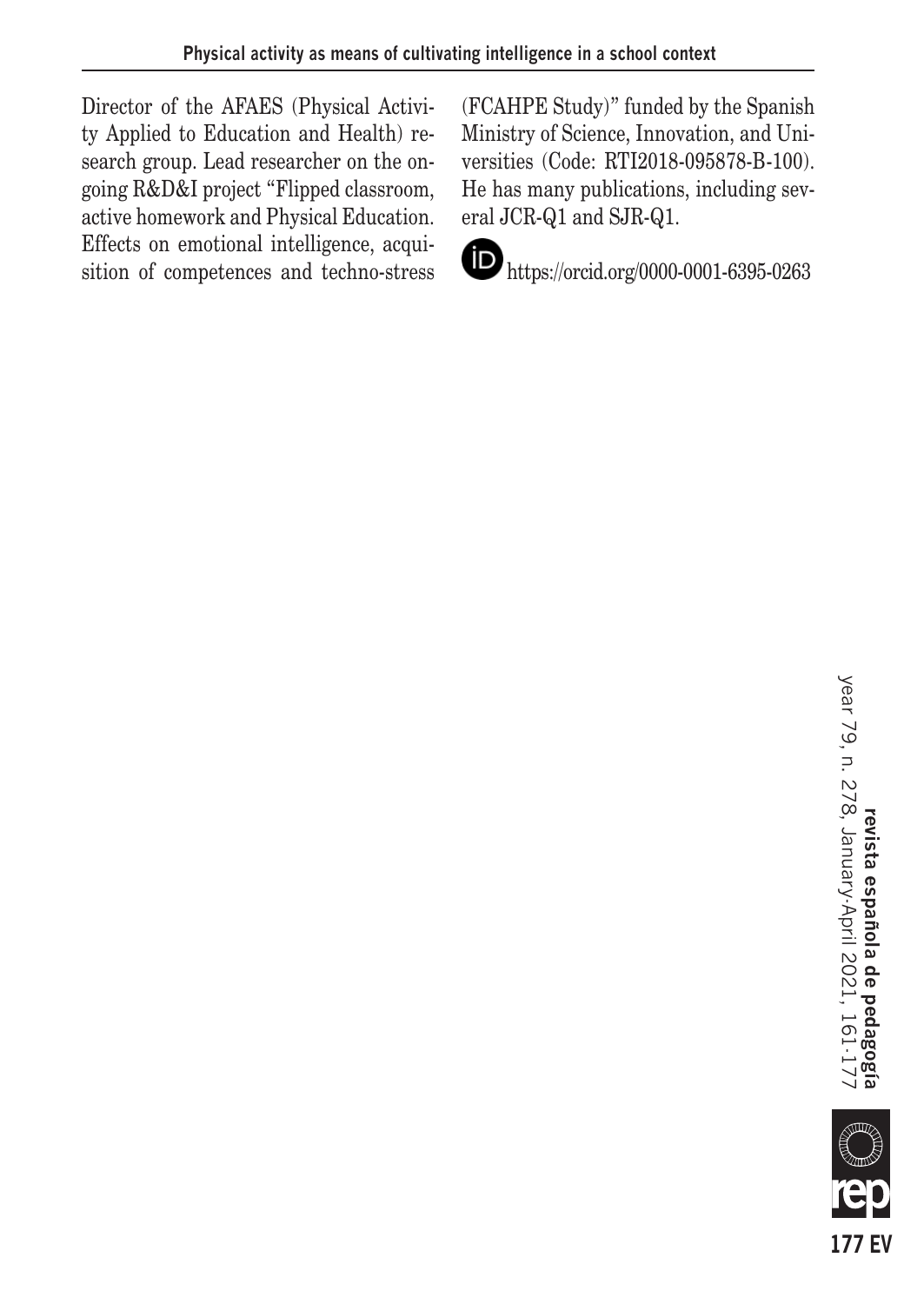Director of the AFAES (Physical Activity Applied to Education and Health) research group. Lead researcher on the ongoing R&D&I project "Flipped classroom, active homework and Physical Education. Effects on emotional intelligence, acquisition of competences and techno-stress (FCAHPE Study)" funded by the Spanish Ministry of Science, Innovation, and Universities (Code: RTI2018-095878-B-100). He has many publications, including several JCR-Q1 and SJR-Q1.

https://orcid.org/0000-0001-6395-0263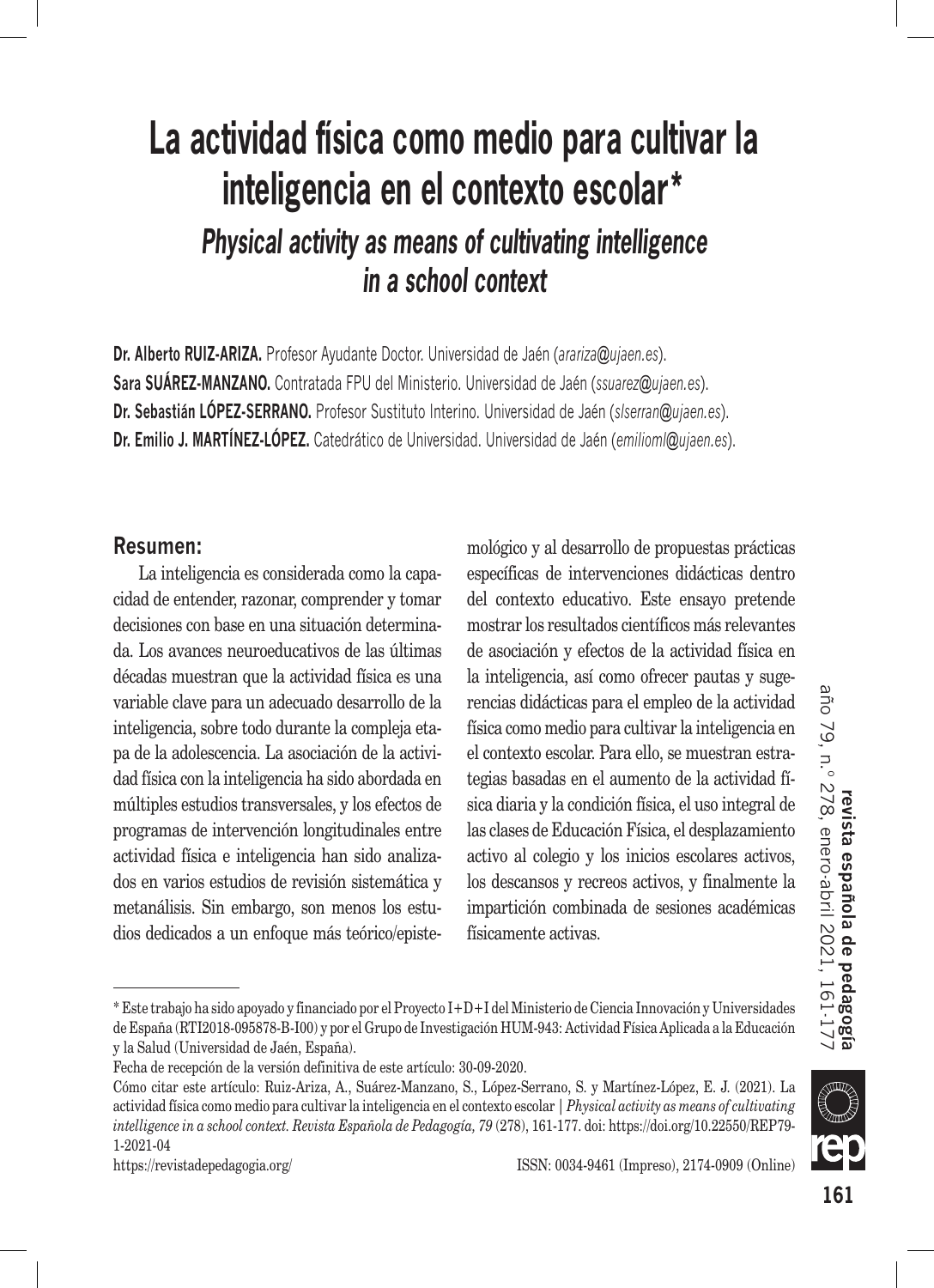# La actividad física como medio para cultivar la inteligencia en el contexto escolar*

## *Physical activity as means of cultivating intelligence in a school context*

**Dr. Alberto RUIZ-ARIZA.** Profesor Ayudante Doctor. Universidad de Jaén (*arariza@ujaen.es*).

**Sara SUÁREZ-MANZANO.** Contratada FPU del Ministerio. Universidad de Jaén (*ssuarez@ujaen.es*).

**Dr. Sebastián LÓPEZ-SERRANO.** Profesor Sustituto Interino. Universidad de Jaén (*slserran@ujaen.es*).

**Dr. Emilio J. MARTÍNEZ-LÓPEZ.** Catedrático de Universidad. Universidad de Jaén (*emilioml@ujaen.es*).

### Resumen:

La inteligencia es considerada como la capacidad de entender, razonar, comprender y tomar decisiones con base en una situación determinada. Los avances neuroeducativos de las últimas décadas muestran que la actividad física es una variable clave para un adecuado desarrollo de la inteligencia, sobre todo durante la compleja etapa de la adolescencia. La asociación de la actividad física con la inteligencia ha sido abordada en múltiples estudios transversales, y los efectos de programas de intervención longitudinales entre actividad física e inteligencia han sido analizados en varios estudios de revisión sistemática y metanálisis. Sin embargo, son menos los estudios dedicados a un enfoque más teórico/epistemológico y al desarrollo de propuestas prácticas específicas de intervenciones didácticas dentro del contexto educativo. Este ensayo pretende mostrar los resultados científicos más relevantes de asociación y efectos de la actividad física en la inteligencia, así como ofrecer pautas y sugerencias didácticas para el empleo de la actividad física como medio para cultivar la inteligencia en el contexto escolar. Para ello, se muestran estrategias basadas en el aumento de la actividad física diaria y la condición física, el uso integral de las clases de Educación Física, el desplazamiento activo al colegio y los inicios escolares activos, los descansos y recreos activos, y finalmente la impartición combinada de sesiones académicas físicamente activas.

---

\* Este trabajo ha sido apoyado y financiado por el Proyecto I+D+I del Ministerio de Ciencia Innovación y Universidades de España (RTI2018-095878-B-I00) y por el Grupo de Investigación HUM-943: Actividad Física Aplicada a la Educación y la Salud (Universidad de Jaén, España).

Fecha de recepción de la versión definitiva de este artículo: 30-09-2020.

Cómo citar este artículo: Ruiz-Ariza, A., Suárez-Manzano, S., López-Serrano, S. y Martínez-López, E. J. (2021). La actividad física como medio para cultivar la inteligencia en el contexto escolar | *Physical activity as means of cultivating intelligence in a school context. Revista Española de Pedagogía, 79* (278), 161-177. doi: https://doi.org/10.22550/REP79-1-2021-04

https://revistadepedagogia.org/ ISSN: 0034-9461 (Impreso), 2174-0909 (Online)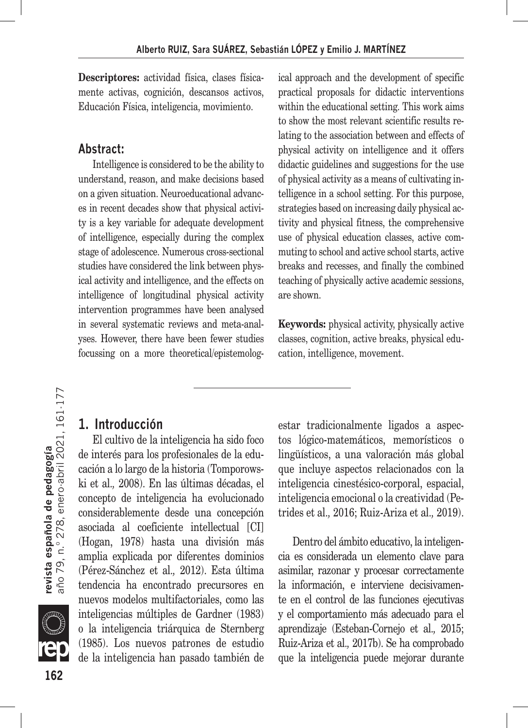**Descriptores:** actividad física, clases físicamente activas, cognición, descansos activos, Educación Física, inteligencia, movimiento.

## Abstract:

Intelligence is considered to be the ability to understand, reason, and make decisions based on a given situation. Neuroeducational advances in recent decades show that physical activity is a key variable for adequate development of intelligence, especially during the complex stage of adolescence. Numerous cross-sectional studies have considered the link between physical activity and intelligence, and the effects on intelligence of longitudinal physical activity intervention programmes have been analysed in several systematic reviews and meta-analyses. However, there have been fewer studies focussing on a more theoretical/epistemological approach and the development of specific practical proposals for didactic interventions within the educational setting. This work aims to show the most relevant scientific results relating to the association between and effects of physical activity on intelligence and it offers didactic guidelines and suggestions for the use of physical activity as a means of cultivating intelligence in a school setting. For this purpose, strategies based on increasing daily physical activity and physical fitness, the comprehensive use of physical education classes, active commuting to school and active school starts, active breaks and recesses, and finally the combined teaching of physically active academic sessions, are shown.

**Keywords:** physical activity, physically active classes, cognition, active breaks, physical education, intelligence, movement.

## 1. Introducción

El cultivo de la inteligencia ha sido foco de interés para los profesionales de la educación a lo largo de la historia (Tomporowski et al., 2008). En las últimas décadas, el concepto de inteligencia ha evolucionado considerablemente desde una concepción asociada al coeficiente intellectual [CI] (Hogan, 1978) hasta una división más amplia explicada por diferentes dominios (Pérez-Sánchez et al., 2012). Esta última tendencia ha encontrado precursores en nuevos modelos multifactoriales, como las inteligencias múltiples de Gardner (1983) o la inteligencia triárquica de Sternberg (1985). Los nuevos patrones de estudio de la inteligencia han pasado también de estar tradicionalmente ligados a aspectos lógico-matemáticos, memorísticos o lingüísticos, a una valoración más global que incluye aspectos relacionados con la inteligencia cinestésico-corporal, espacial, inteligencia emocional o la creatividad (Petrides et al., 2016; Ruiz-Ariza et al., 2019).

Dentro del ámbito educativo, la inteligencia es considerada un elemento clave para asimilar, razonar y procesar correctamente la información, e interviene decisivamente en el control de las funciones ejecutivas y el comportamiento más adecuado para el aprendizaje (Esteban-Cornejo et al., 2015; Ruiz-Ariza et al., 2017b). Se ha comprobado que la inteligencia puede mejorar durante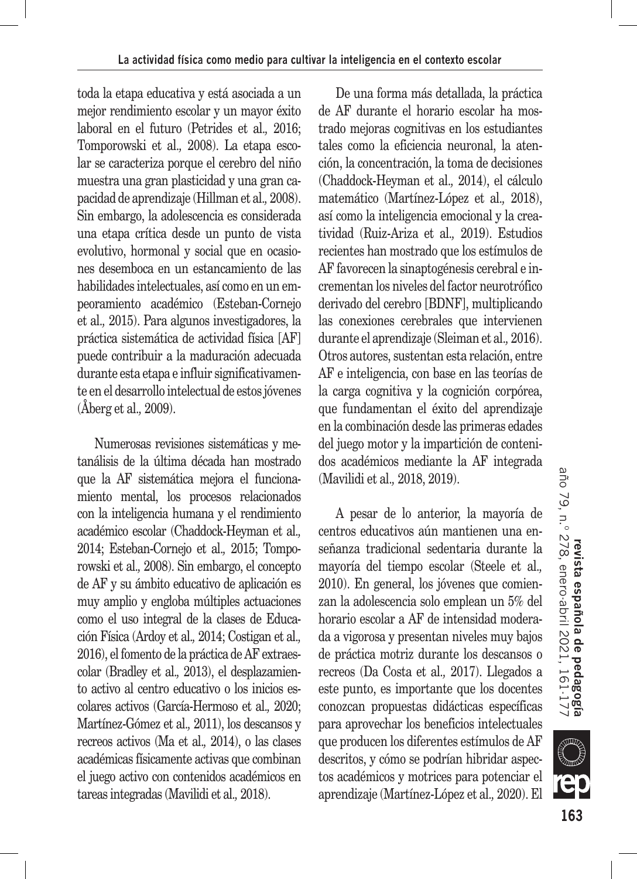toda la etapa educativa y está asociada a un mejor rendimiento escolar y un mayor éxito laboral en el futuro (Petrides et al., 2016; Tomporowski et al., 2008). La etapa escolar se caracteriza porque el cerebro del niño muestra una gran plasticidad y una gran capacidad de aprendizaje (Hillman et al., 2008). Sin embargo, la adolescencia es considerada una etapa crítica desde un punto de vista evolutivo, hormonal y social que en ocasiones desemboca en un estancamiento de las habilidades intelectuales, así como en un empeoramiento académico (Esteban-Cornejo et al., 2015). Para algunos investigadores, la práctica sistemática de actividad física [AF] puede contribuir a la maduración adecuada durante esta etapa e influir significativamente en el desarrollo intelectual de estos jóvenes (Åberg et al., 2009).

Numerosas revisiones sistemáticas y metanálisis de la última década han mostrado que la AF sistemática mejora el funcionamiento mental, los procesos relacionados con la inteligencia humana y el rendimiento académico escolar (Chaddock-Heyman et al., 2014; Esteban-Cornejo et al., 2015; Tomporowski et al., 2008). Sin embargo, el concepto de AF y su ámbito educativo de aplicación es muy amplio y engloba múltiples actuaciones como el uso integral de la clases de Educación Física (Ardoy et al., 2014; Costigan et al., 2016), el fomento de la práctica de AF extraescolar (Bradley et al., 2013), el desplazamiento activo al centro educativo o los inicios escolares activos (García-Hermoso et al., 2020; Martínez-Gómez et al., 2011), los descansos y recreos activos (Ma et al., 2014), o las clases académicas físicamente activas que combinan el juego activo con contenidos académicos en tareas integradas (Mavilidi et al., 2018).

De una forma más detallada, la práctica de AF durante el horario escolar ha mostrado mejoras cognitivas en los estudiantes tales como la eficiencia neuronal, la atención, la concentración, la toma de decisiones (Chaddock-Heyman et al., 2014), el cálculo matemático (Martínez-López et al., 2018), así como la inteligencia emocional y la creatividad (Ruiz-Ariza et al., 2019). Estudios recientes han mostrado que los estímulos de AF favorecen la sinaptogénesis cerebral e incrementan los niveles del factor neurotrófico derivado del cerebro [BDNF], multiplicando las conexiones cerebrales que intervienen durante el aprendizaje (Sleiman et al., 2016). Otros autores, sustentan esta relación, entre AF e inteligencia, con base en las teorías de la carga cognitiva y la cognición corpórea, que fundamentan el éxito del aprendizaje en la combinación desde las primeras edades del juego motor y la impartición de contenidos académicos mediante la AF integrada (Mavilidi et al., 2018, 2019).

A pesar de lo anterior, la mayoría de centros educativos aún mantienen una enseñanza tradicional sedentaria durante la mayoría del tiempo escolar (Steele et al., 2010). En general, los jóvenes que comienzan la adolescencia solo emplean un 5% del horario escolar a AF de intensidad moderada a vigorosa y presentan niveles muy bajos de práctica motriz durante los descansos o recreos (Da Costa et al., 2017). Llegados a este punto, es importante que los docentes conozcan propuestas didácticas específicas para aprovechar los beneficios intelectuales que producen los diferentes estímulos de AF descritos, y cómo se podrían hibridar aspectos académicos y motrices para potenciar el aprendizaje (Martínez-López et al., 2020). El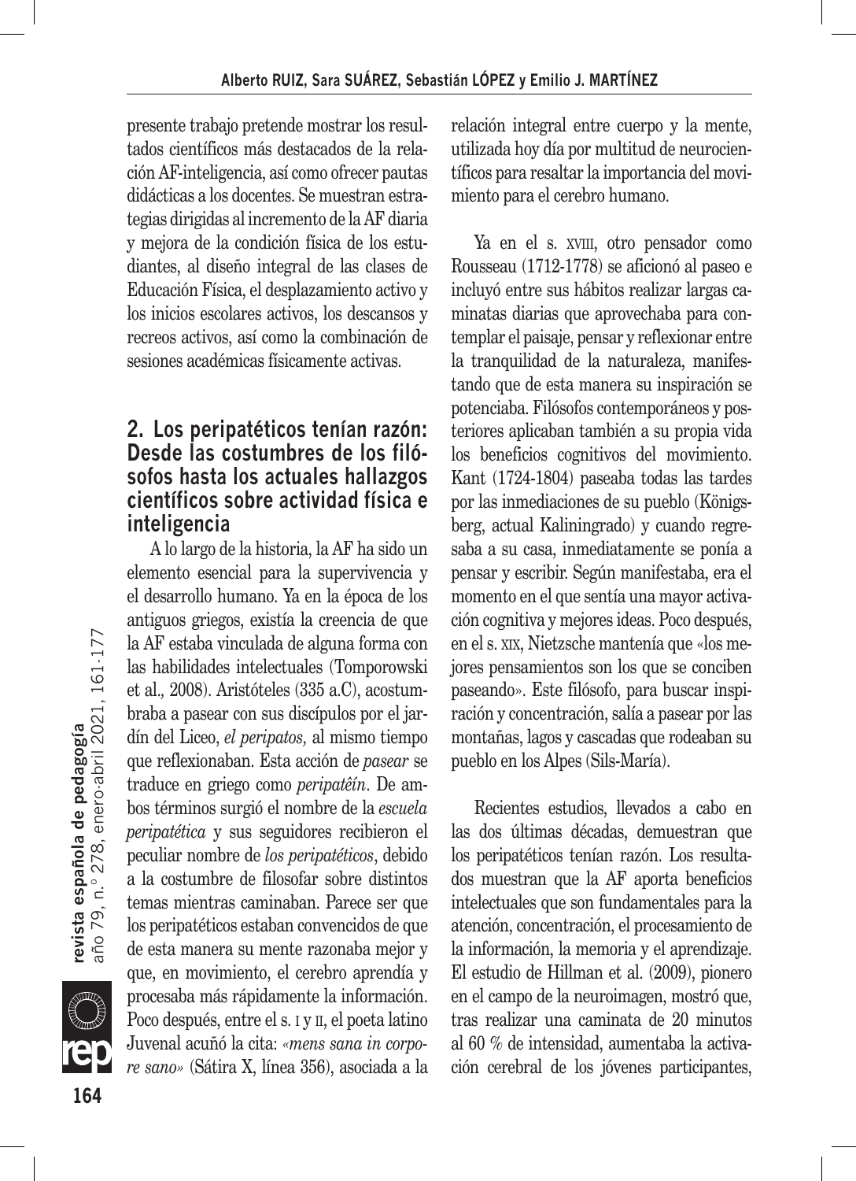presente trabajo pretende mostrar los resultados científicos más destacados de la relación AF-inteligencia, así como ofrecer pautas didácticas a los docentes. Se muestran estrategias dirigidas al incremento de la AF diaria y mejora de la condición física de los estudiantes, al diseño integral de las clases de Educación Física, el desplazamiento activo y los inicios escolares activos, los descansos y recreos activos, así como la combinación de sesiones académicas físicamente activas.

## 2. Los peripatéticos tenían razón: Desde las costumbres de los filósofos hasta los actuales hallazgos científicos sobre actividad física e inteligencia

A lo largo de la historia, la AF ha sido un elemento esencial para la supervivencia y el desarrollo humano. Ya en la época de los antiguos griegos, existía la creencia de que la AF estaba vinculada de alguna forma con las habilidades intelectuales (Tomporowski et al., 2008). Aristóteles (335 a.C), acostumbraba a pasear con sus discípulos por el jardín del Liceo, *el peripatos,* al mismo tiempo que reflexionaban. Esta acción de *pasear* se traduce en griego como *peripatêín*. De ambos términos surgió el nombre de la *escuela peripatética* y sus seguidores recibieron el peculiar nombre de *los peripatéticos*, debido a la costumbre de filosofar sobre distintos temas mientras caminaban. Parece ser que los peripatéticos estaban convencidos de que de esta manera su mente razonaba mejor y que, en movimiento, el cerebro aprendía y procesaba más rápidamente la información. Poco después, entre el s. I y II, el poeta latino Juvenal acuñó la cita: *«mens sana in corpore sano»* (Sátira X, línea 356), asociada a la relación integral entre cuerpo y la mente, utilizada hoy día por multitud de neurocientíficos para resaltar la importancia del movimiento para el cerebro humano.

Ya en el s. XVIII, otro pensador como Rousseau (1712-1778) se aficionó al paseo e incluyó entre sus hábitos realizar largas caminatas diarias que aprovechaba para contemplar el paisaje, pensar y reflexionar entre la tranquilidad de la naturaleza, manifestando que de esta manera su inspiración se potenciaba. Filósofos contemporáneos y posteriores aplicaban también a su propia vida los beneficios cognitivos del movimiento. Kant (1724-1804) paseaba todas las tardes por las inmediaciones de su pueblo (Königsberg, actual Kaliningrado) y cuando regresaba a su casa, inmediatamente se ponía a pensar y escribir. Según manifestaba, era el momento en el que sentía una mayor activación cognitiva y mejores ideas. Poco después, en el s. XIX, Nietzsche mantenía que «los mejores pensamientos son los que se conciben paseando». Este filósofo, para buscar inspiración y concentración, salía a pasear por las montañas, lagos y cascadas que rodeaban su pueblo en los Alpes (Sils-María).

Recientes estudios, llevados a cabo en las dos últimas décadas, demuestran que los peripatéticos tenían razón. Los resultados muestran que la AF aporta beneficios intelectuales que son fundamentales para la atención, concentración, el procesamiento de la información, la memoria y el aprendizaje. El estudio de Hillman et al. (2009), pionero en el campo de la neuroimagen, mostró que, tras realizar una caminata de 20 minutos al 60 % de intensidad, aumentaba la activación cerebral de los jóvenes participantes,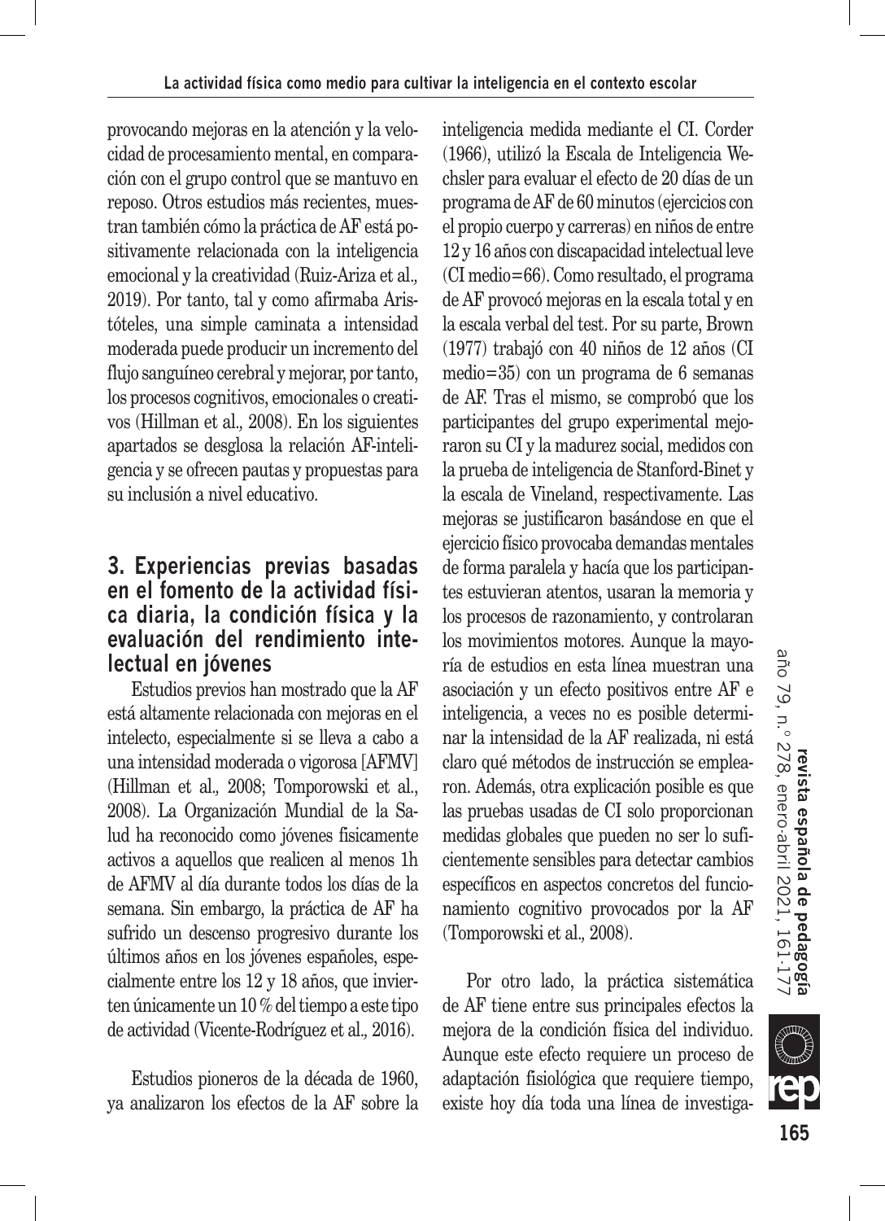provocando mejoras en la atención y la velocidad de procesamiento mental, en comparación con el grupo control que se mantuvo en reposo. Otros estudios más recientes, muestran también cómo la práctica de AF está positivamente relacionada con la inteligencia emocional y la creatividad (Ruiz-Ariza et al., 2019). Por tanto, tal y como afirmaba Aristóteles, una simple caminata a intensidad moderada puede producir un incremento del flujo sanguíneo cerebral y mejorar, por tanto, los procesos cognitivos, emocionales o creativos (Hillman et al., 2008). En los siguientes apartados se desglosa la relación AF-inteligencia y se ofrecen pautas y propuestas para su inclusión a nivel educativo.

## 3. Experiencias previas basadas en el fomento de la actividad física diaria, la condición física y la evaluación del rendimiento intelectual en jóvenes

Estudios previos han mostrado que la AF está altamente relacionada con mejoras en el intelecto, especialmente si se lleva a cabo a una intensidad moderada o vigorosa [AFMV] (Hillman et al., 2008; Tomporowski et al., 2008). La Organización Mundial de la Salud ha reconocido como jóvenes físicamente activos a aquellos que realicen al menos 1h de AFMV al día durante todos los días de la semana. Sin embargo, la práctica de AF ha sufrido un descenso progresivo durante los últimos años en los jóvenes españoles, especialmente entre los 12 y 18 años, que invierten únicamente un 10 % del tiempo a este tipo de actividad (Vicente-Rodríguez et al., 2016).

Estudios pioneros de la década de 1960, ya analizaron los efectos de la AF sobre la inteligencia medida mediante el CI. Corder (1966), utilizó la Escala de Inteligencia Wechsler para evaluar el efecto de 20 días de un programa de AF de 60 minutos (ejercicios con el propio cuerpo y carreras) en niños de entre 12 y 16 años con discapacidad intelectual leve (CI medio=66). Como resultado, el programa de AF provocó mejoras en la escala total y en la escala verbal del test. Por su parte, Brown (1977) trabajó con 40 niños de 12 años (CI medio=35) con un programa de 6 semanas de AF. Tras el mismo, se comprobó que los participantes del grupo experimental mejoraron su CI y la madurez social, medidos con la prueba de inteligencia de Stanford-Binet y la escala de Vineland, respectivamente. Las mejoras se justificaron basándose en que el ejercicio físico provocaba demandas mentales de forma paralela y hacía que los participantes estuvieran atentos, usaran la memoria y los procesos de razonamiento, y controlaran los movimientos motores. Aunque la mayoría de estudios en esta línea muestran una asociación y un efecto positivos entre AF e inteligencia, a veces no es posible determinar la intensidad de la AF realizada, ni está claro qué métodos de instrucción se emplearon. Además, otra explicación posible es que las pruebas usadas de CI solo proporcionan medidas globales que pueden no ser lo suficientemente sensibles para detectar cambios específicos en aspectos concretos del funcionamiento cognitivo provocados por la AF (Tomporowski et al., 2008).

Por otro lado, la práctica sistemática de AF tiene entre sus principales efectos la mejora de la condición física del individuo. Aunque este efecto requiere un proceso de adaptación fisiológica que requiere tiempo, existe hoy día toda una línea de investiga-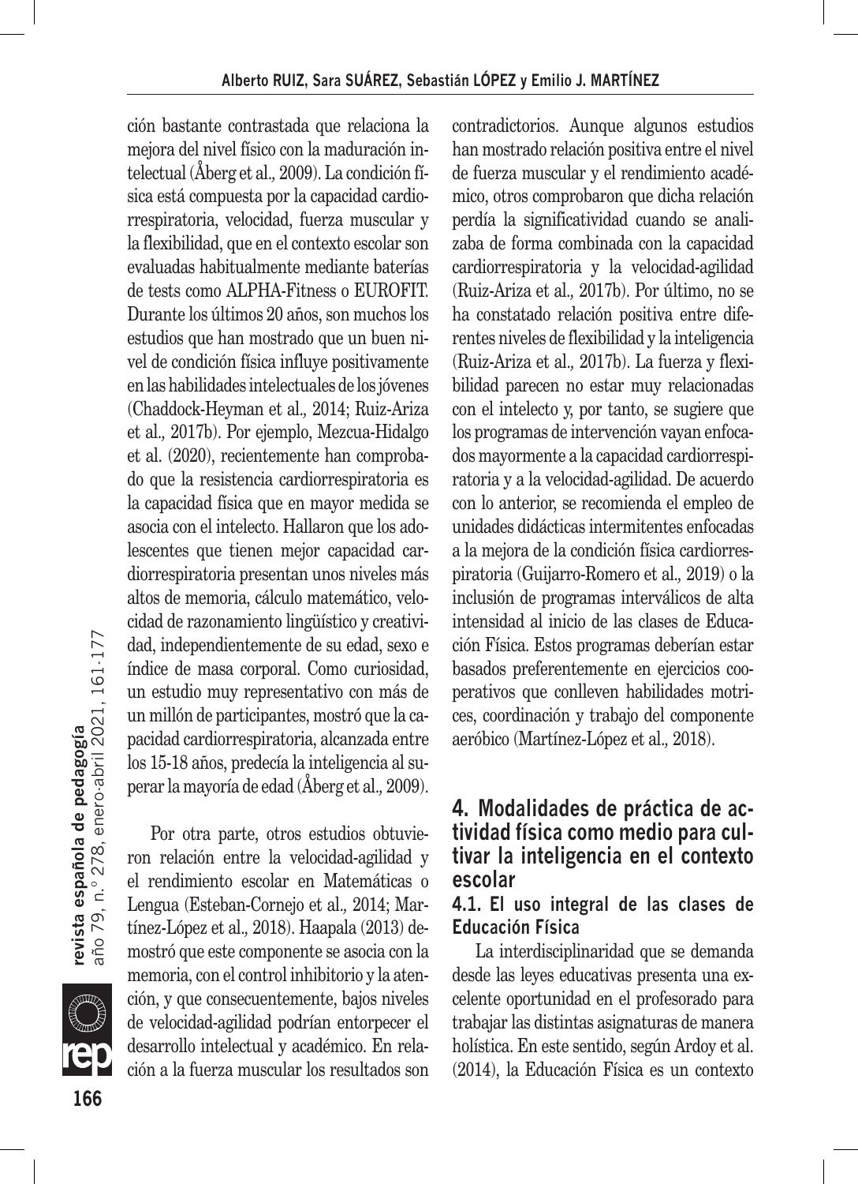ción bastante contrastada que relaciona la mejora del nivel físico con la maduración intelectual (Åberg et al., 2009). La condición física está compuesta por la capacidad cardiorrespiratoria, velocidad, fuerza muscular y la flexibilidad, que en el contexto escolar son evaluadas habitualmente mediante baterías de tests como ALPHA-Fitness o EUROFIT. Durante los últimos 20 años, son muchos los estudios que han mostrado que un buen nivel de condición física influye positivamente en las habilidades intelectuales de los jóvenes (Chaddock-Heyman et al., 2014; Ruiz-Ariza et al., 2017b). Por ejemplo, Mezcua-Hidalgo et al. (2020), recientemente han comprobado que la resistencia cardiorrespiratoria es la capacidad física que en mayor medida se asocia con el intelecto. Hallaron que los adolescentes que tienen mejor capacidad cardiorrespiratoria presentan unos niveles más altos de memoria, cálculo matemático, velocidad de razonamiento lingüístico y creatividad, independientemente de su edad, sexo e índice de masa corporal. Como curiosidad, un estudio muy representativo con más de un millón de participantes, mostró que la capacidad cardiorrespiratoria, alcanzada entre los 15-18 años, predecía la inteligencia al superar la mayoría de edad (Åberg et al., 2009).

Por otra parte, otros estudios obtuvieron relación entre la velocidad-agilidad y el rendimiento escolar en Matemáticas o Lengua (Esteban-Cornejo et al., 2014; Martínez-López et al., 2018). Haapala (2013) demostró que este componente se asocia con la memoria, con el control inhibitorio y la atención, y que consecuentemente, bajos niveles de velocidad-agilidad podrían entorpecer el desarrollo intelectual y académico. En relación a la fuerza muscular los resultados son contradictorios. Aunque algunos estudios han mostrado relación positiva entre el nivel de fuerza muscular y el rendimiento académico, otros comprobaron que dicha relación perdía la significatividad cuando se analizaba de forma combinada con la capacidad cardiorrespiratoria y la velocidad-agilidad (Ruiz-Ariza et al., 2017b). Por último, no se ha constatado relación positiva entre diferentes niveles de flexibilidad y la inteligencia (Ruiz-Ariza et al., 2017b). La fuerza y flexibilidad parecen no estar muy relacionadas con el intelecto y, por tanto, se sugiere que los programas de intervención vayan enfocados mayormente a la capacidad cardiorrespiratoria y a la velocidad-agilidad. De acuerdo con lo anterior, se recomienda el empleo de unidades didácticas intermitentes enfocadas a la mejora de la condición física cardiorrespiratoria (Guijarro-Romero et al., 2019) o la inclusión de programas interválicos de alta intensidad al inicio de las clases de Educación Física. Estos programas deberían estar basados preferentemente en ejercicios cooperativos que conlleven habilidades motrices, coordinación y trabajo del componente aeróbico (Martínez-López et al., 2018).

## 4. Modalidades de práctica de actividad física como medio para cultivar la inteligencia en el contexto escolar

### 4.1. El uso integral de las clases de Educación Física

La interdisciplinaridad que se demanda desde las leyes educativas presenta una excelente oportunidad en el profesorado para trabajar las distintas asignaturas de manera holística. En este sentido, según Ardoy et al. (2014), la Educación Física es un contexto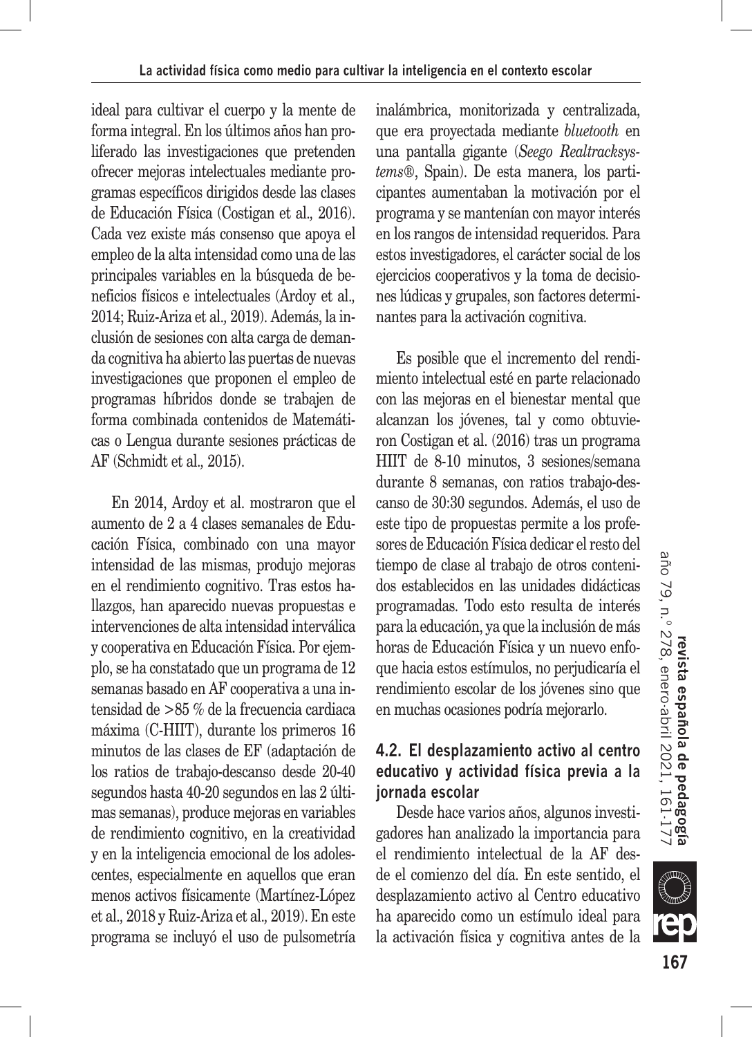ideal para cultivar el cuerpo y la mente de forma integral. En los últimos años han proliferado las investigaciones que pretenden ofrecer mejoras intelectuales mediante programas específicos dirigidos desde las clases de Educación Física (Costigan et al., 2016). Cada vez existe más consenso que apoya el empleo de la alta intensidad como una de las principales variables en la búsqueda de beneficios físicos e intelectuales (Ardoy et al., 2014; Ruiz-Ariza et al., 2019). Además, la inclusión de sesiones con alta carga de demanda cognitiva ha abierto las puertas de nuevas investigaciones que proponen el empleo de programas híbridos donde se trabajen de forma combinada contenidos de Matemáticas o Lengua durante sesiones prácticas de AF (Schmidt et al., 2015).

En 2014, Ardoy et al. mostraron que el aumento de 2 a 4 clases semanales de Educación Física, combinado con una mayor intensidad de las mismas, produjo mejoras en el rendimiento cognitivo. Tras estos hallazgos, han aparecido nuevas propuestas e intervenciones de alta intensidad interválica y cooperativa en Educación Física. Por ejemplo, se ha constatado que un programa de 12 semanas basado en AF cooperativa a una intensidad de >85 % de la frecuencia cardiaca máxima (C-HIIT), durante los primeros 16 minutos de las clases de EF (adaptación de los ratios de trabajo-descanso desde 20-40 segundos hasta 40-20 segundos en las 2 últimas semanas), produce mejoras en variables de rendimiento cognitivo, en la creatividad y en la inteligencia emocional de los adolescentes, especialmente en aquellos que eran menos activos físicamente (Martínez-López et al., 2018 y Ruiz-Ariza et al., 2019). En este programa se incluyó el uso de pulsometría inalámbrica, monitorizada y centralizada, que era proyectada mediante *bluetooth* en una pantalla gigante (*Seego Realtracksystems*®, Spain). De esta manera, los participantes aumentaban la motivación por el programa y se mantenían con mayor interés en los rangos de intensidad requeridos. Para estos investigadores, el carácter social de los ejercicios cooperativos y la toma de decisiones lúdicas y grupales, son factores determinantes para la activación cognitiva.

Es posible que el incremento del rendimiento intelectual esté en parte relacionado con las mejoras en el bienestar mental que alcanzan los jóvenes, tal y como obtuvieron Costigan et al. (2016) tras un programa HIIT de 8-10 minutos, 3 sesiones/semana durante 8 semanas, con ratios trabajo-descanso de 30:30 segundos. Además, el uso de este tipo de propuestas permite a los profesores de Educación Física dedicar el resto del tiempo de clase al trabajo de otros contenidos establecidos en las unidades didácticas programadas. Todo esto resulta de interés para la educación, ya que la inclusión de más horas de Educación Física y un nuevo enfoque hacia estos estímulos, no perjudicaría el rendimiento escolar de los jóvenes sino que en muchas ocasiones podría mejorarlo.

### 4.2. El desplazamiento activo al centro educativo y actividad física previa a la jornada escolar

Desde hace varios años, algunos investigadores han analizado la importancia para el rendimiento intelectual de la AF desde el comienzo del día. En este sentido, el desplazamiento activo al Centro educativo ha aparecido como un estímulo ideal para la activación física y cognitiva antes de la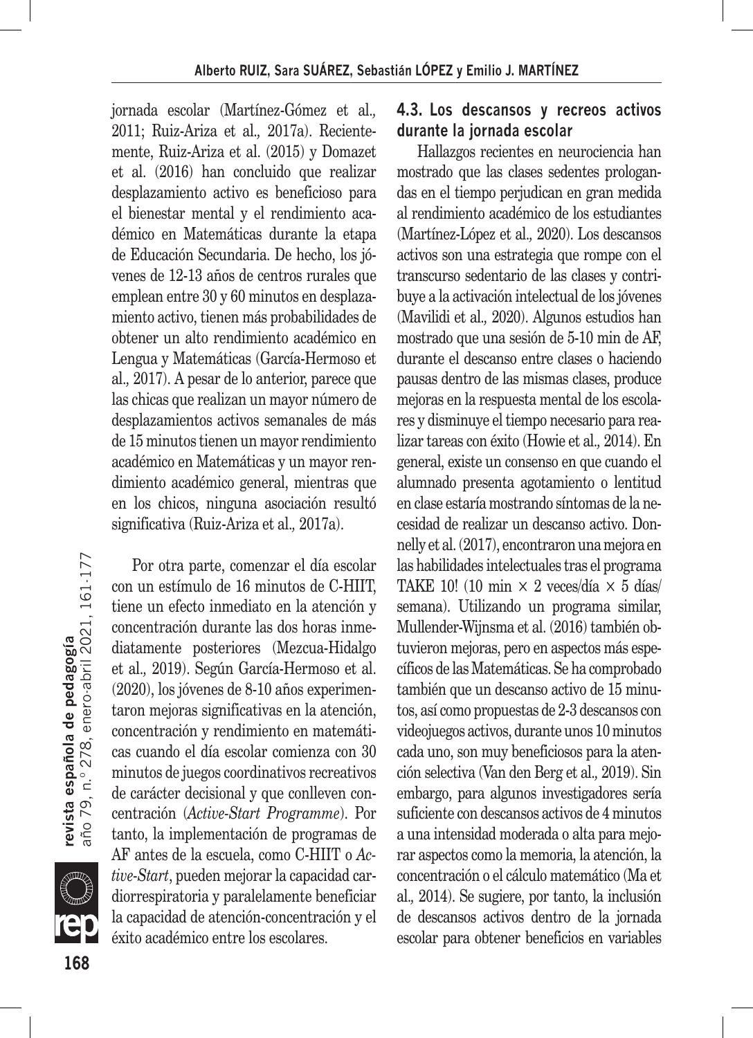jornada escolar (Martínez-Gómez et al., 2011; Ruiz-Ariza et al., 2017a). Recientemente, Ruiz-Ariza et al. (2015) y Domazet et al. (2016) han concluido que realizar desplazamiento activo es beneficioso para el bienestar mental y el rendimiento académico en Matemáticas durante la etapa de Educación Secundaria. De hecho, los jóvenes de 12-13 años de centros rurales que emplean entre 30 y 60 minutos en desplazamiento activo, tienen más probabilidades de obtener un alto rendimiento académico en Lengua y Matemáticas (García-Hermoso et al., 2017). A pesar de lo anterior, parece que las chicas que realizan un mayor número de desplazamientos activos semanales de más de 15 minutos tienen un mayor rendimiento académico en Matemáticas y un mayor rendimiento académico general, mientras que en los chicos, ninguna asociación resultó significativa (Ruiz-Ariza et al., 2017a).

Por otra parte, comenzar el día escolar con un estímulo de 16 minutos de C-HIIT, tiene un efecto inmediato en la atención y concentración durante las dos horas inmediatamente posteriores (Mezcua-Hidalgo et al., 2019). Según García-Hermoso et al. (2020), los jóvenes de 8-10 años experimentaron mejoras significativas en la atención, concentración y rendimiento en matemáticas cuando el día escolar comienza con 30 minutos de juegos coordinativos recreativos de carácter decisional y que conlleven concentración (*Active-Start Programme*). Por tanto, la implementación de programas de AF antes de la escuela, como C-HIIT o *Active-Start*, pueden mejorar la capacidad cardiorrespiratoria y paralelamente beneficiar la capacidad de atención-concentración y el éxito académico entre los escolares.

### 4.3. Los descansos y recreos activos durante la jornada escolar

Hallazgos recientes en neurociencia han mostrado que las clases sedentes prolongandas en el tiempo perjudican en gran medida al rendimiento académico de los estudiantes (Martínez-López et al., 2020). Los descansos activos son una estrategia que rompe con el transcurso sedentario de las clases y contribuye a la activación intelectual de los jóvenes (Mavilidi et al., 2020). Algunos estudios han mostrado que una sesión de 5-10 min de AF, durante el descanso entre clases o haciendo pausas dentro de las mismas clases, produce mejoras en la respuesta mental de los escolares y disminuye el tiempo necesario para realizar tareas con éxito (Howie et al., 2014). En general, existe un consenso en que cuando el alumnado presenta agotamiento o lentitud en clase estaría mostrando síntomas de la necesidad de realizar un descanso activo. Donnelly et al. (2017), encontraron una mejora en las habilidades intelectuales tras el programa TAKE 10! (10 min × 2 veces/día × 5 días/semana). Utilizando un programa similar, Mullender-Wijnsma et al. (2016) también obtuvieron mejoras, pero en aspectos más específicos de las Matemáticas. Se ha comprobado también que un descanso activo de 15 minutos, así como propuestas de 2-3 descansos con videojuegos activos, durante unos 10 minutos cada uno, son muy beneficiosos para la atención selectiva (Van den Berg et al., 2019). Sin embargo, para algunos investigadores sería suficiente con descansos activos de 4 minutos a una intensidad moderada o alta para mejorar aspectos como la memoria, la atención, la concentración o el cálculo matemático (Ma et al., 2014). Se sugiere, por tanto, la inclusión de descansos activos dentro de la jornada escolar para obtener beneficios en variables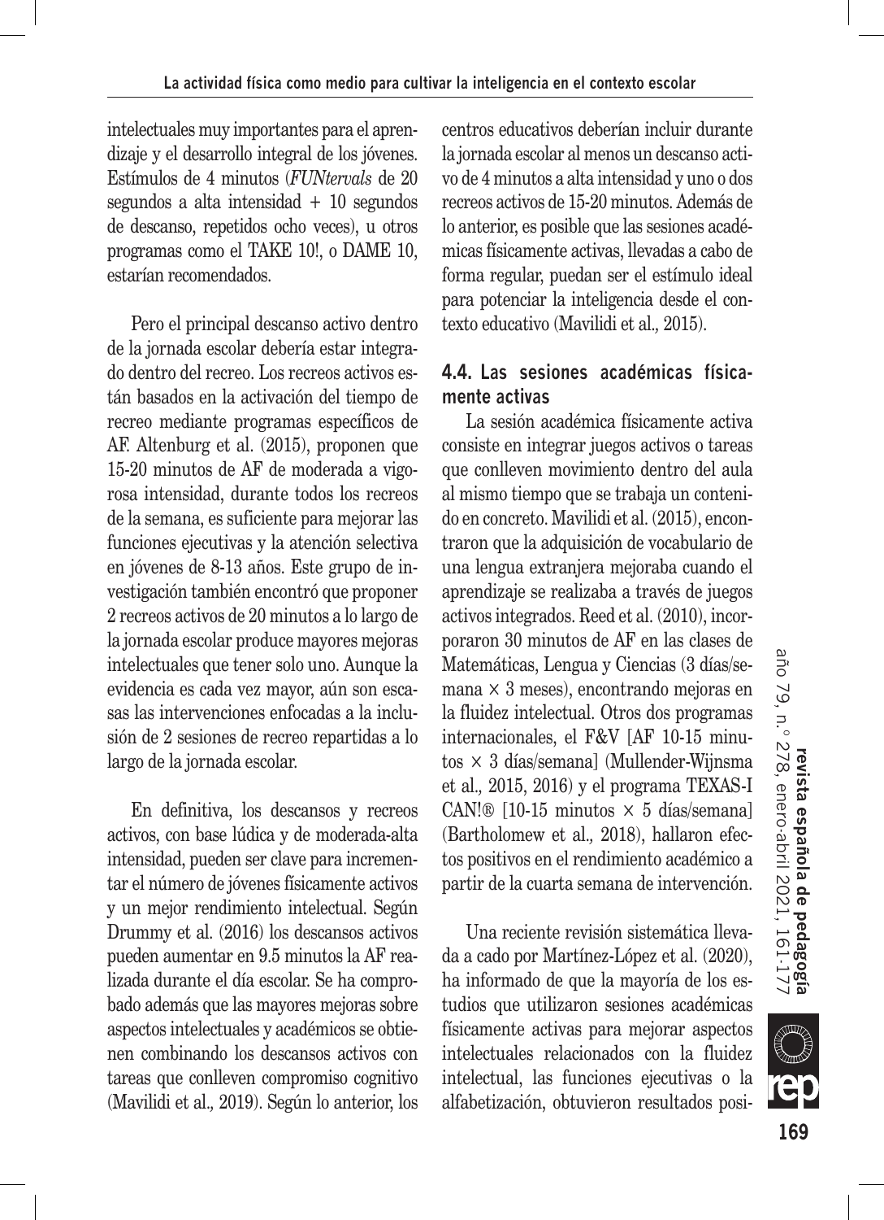intelectuales muy importantes para el aprendizaje y el desarrollo integral de los jóvenes. Estímulos de 4 minutos (*FUNtervals* de 20 segundos a alta intensidad + 10 segundos de descanso, repetidos ocho veces), u otros programas como el TAKE 10!, o DAME 10, estarían recomendados.

Pero el principal descanso activo dentro de la jornada escolar debería estar integrado dentro del recreo. Los recreos activos están basados en la activación del tiempo de recreo mediante programas específicos de AF. Altenburg et al. (2015), proponen que 15-20 minutos de AF de moderada a vigorosa intensidad, durante todos los recreos de la semana, es suficiente para mejorar las funciones ejecutivas y la atención selectiva en jóvenes de 8-13 años. Este grupo de investigación también encontró que proponer 2 recreos activos de 20 minutos a lo largo de la jornada escolar produce mayores mejoras intelectuales que tener solo uno. Aunque la evidencia es cada vez mayor, aún son escasas las intervenciones enfocadas a la inclusión de 2 sesiones de recreo repartidas a lo largo de la jornada escolar.

En definitiva, los descansos y recreos activos, con base lúdica y de moderada-alta intensidad, pueden ser clave para incrementar el número de jóvenes físicamente activos y un mejor rendimiento intelectual. Según Drummy et al. (2016) los descansos activos pueden aumentar en 9.5 minutos la AF realizada durante el día escolar. Se ha comprobado además que las mayores mejoras sobre aspectos intelectuales y académicos se obtienen combinando los descansos activos con tareas que conlleven compromiso cognitivo (Mavilidi et al., 2019). Según lo anterior, los centros educativos deberían incluir durante la jornada escolar al menos un descanso activo de 4 minutos a alta intensidad y uno o dos recreos activos de 15-20 minutos. Además de lo anterior, es posible que las sesiones académicas físicamente activas, llevadas a cabo de forma regular, puedan ser el estímulo ideal para potenciar la inteligencia desde el contexto educativo (Mavilidi et al., 2015).

### 4.4. Las sesiones académicas físicamente activas

La sesión académica físicamente activa consiste en integrar juegos activos o tareas que conlleven movimiento dentro del aula al mismo tiempo que se trabaja un contenido en concreto. Mavilidi et al. (2015), encontraron que la adquisición de vocabulario de una lengua extranjera mejoraba cuando el aprendizaje se realizaba a través de juegos activos integrados. Reed et al. (2010), incorporaron 30 minutos de AF en las clases de Matemáticas, Lengua y Ciencias (3 días/semana × 3 meses), encontrando mejoras en la fluidez intelectual. Otros dos programas internacionales, el F&V [AF 10-15 minutos × 3 días/semana] (Mullender-Wijnsma et al., 2015, 2016) y el programa TEXAS-I CAN!® [10-15 minutos × 5 días/semana] (Bartholomew et al., 2018), hallaron efectos positivos en el rendimiento académico a partir de la cuarta semana de intervención.

Una reciente revisión sistemática llevada a cado por Martínez-López et al. (2020), ha informado de que la mayoría de los estudios que utilizaron sesiones académicas físicamente activas para mejorar aspectos intelectuales relacionados con la fluidez intelectual, las funciones ejecutivas o la alfabetización, obtuvieron resultados posi-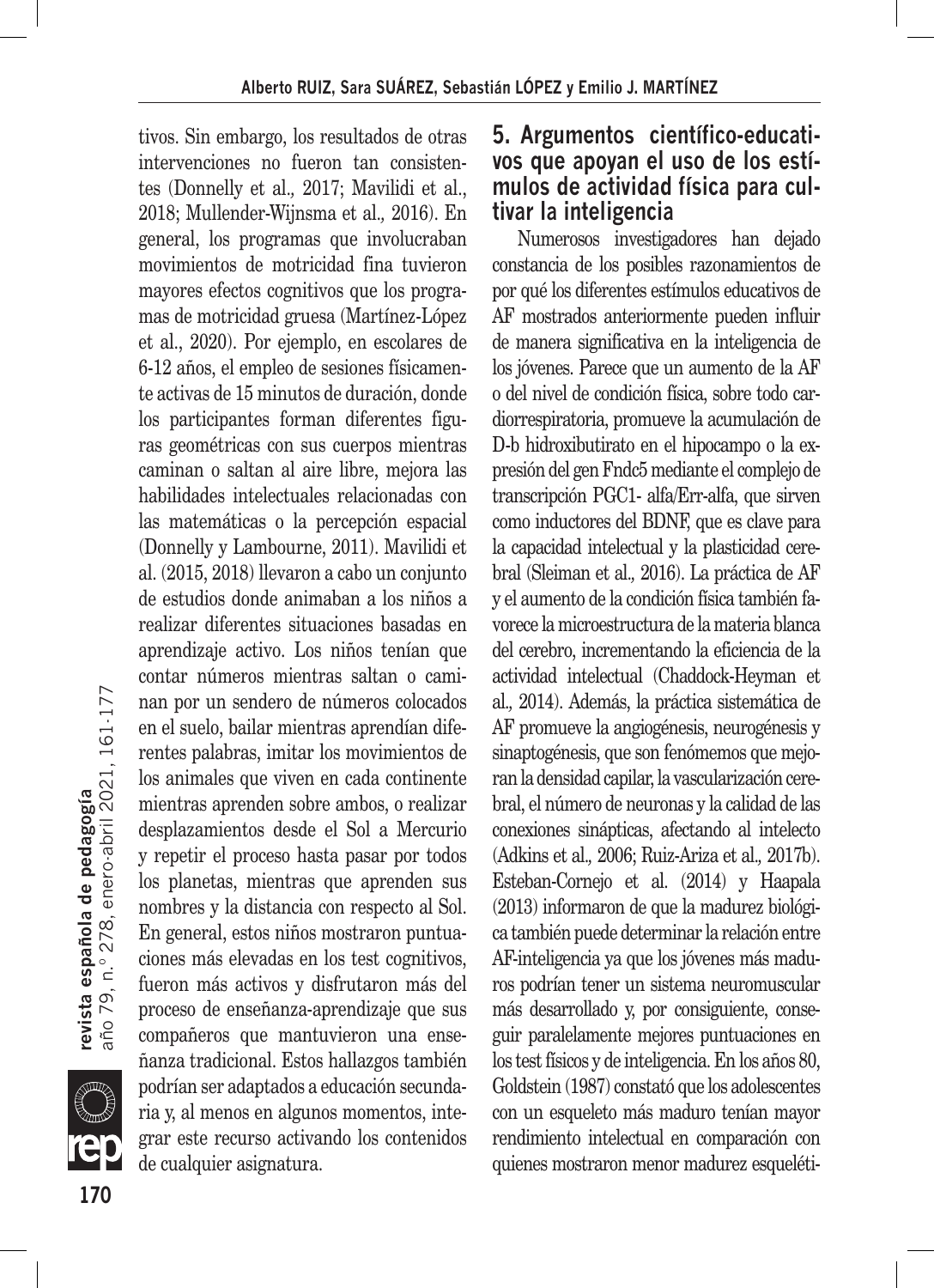tivos. Sin embargo, los resultados de otras intervenciones no fueron tan consistentes (Donnelly et al., 2017; Mavilidi et al., 2018; Mullender-Wijnsma et al., 2016). En general, los programas que involucraban movimientos de motricidad fina tuvieron mayores efectos cognitivos que los programas de motricidad gruesa (Martínez-López et al., 2020). Por ejemplo, en escolares de 6-12 años, el empleo de sesiones físicamente activas de 15 minutos de duración, donde los participantes forman diferentes figuras geométricas con sus cuerpos mientras caminan o saltan al aire libre, mejora las habilidades intelectuales relacionadas con las matemáticas o la percepción espacial (Donnelly y Lambourne, 2011). Mavilidi et al. (2015, 2018) llevaron a cabo un conjunto de estudios donde animaban a los niños a realizar diferentes situaciones basadas en aprendizaje activo. Los niños tenían que contar números mientras saltan o caminan por un sendero de números colocados en el suelo, bailar mientras aprendían diferentes palabras, imitar los movimientos de los animales que viven en cada continente mientras aprenden sobre ambos, o realizar desplazamientos desde el Sol a Mercurio y repetir el proceso hasta pasar por todos los planetas, mientras que aprenden sus nombres y la distancia con respecto al Sol. En general, estos niños mostraron puntuaciones más elevadas en los test cognitivos, fueron más activos y disfrutaron más del proceso de enseñanza-aprendizaje que sus compañeros que mantuvieron una enseñanza tradicional. Estos hallazgos también podrían ser adaptados a educación secundaria y, al menos en algunos momentos, integrar este recurso activando los contenidos de cualquier asignatura.

## 5. Argumentos científico-educativos que apoyan el uso de los estímulos de actividad física para cultivar la inteligencia

Numerosos investigadores han dejado constancia de los posibles razonamientos de por qué los diferentes estímulos educativos de AF mostrados anteriormente pueden influir de manera significativa en la inteligencia de los jóvenes. Parece que un aumento de la AF o del nivel de condición física, sobre todo cardiorrespiratoria, promueve la acumulación de D-b hidroxibutirato en el hipocampo o la expresión del gen Fndc5 mediante el complejo de transcripción PGC1- alfa/Err-alfa, que sirven como inductores del BDNF, que es clave para la capacidad intelectual y la plasticidad cerebral (Sleiman et al., 2016). La práctica de AF y el aumento de la condición física también favorece la microestructura de la materia blanca del cerebro, incrementando la eficiencia de la actividad intelectual (Chaddock-Heyman et al., 2014). Además, la práctica sistemática de AF promueve la angiogénesis, neurogénesis y sinaptogénesis, que son fenómemos que mejoran la densidad capilar, la vascularización cerebral, el número de neuronas y la calidad de las conexiones sinápticas, afectando al intelecto (Adkins et al., 2006; Ruiz-Ariza et al., 2017b). Esteban-Cornejo et al. (2014) y Haapala (2013) informaron de que la madurez biológica también puede determinar la relación entre AF-inteligencia ya que los jóvenes más maduros podrían tener un sistema neuromuscular más desarrollado y, por consiguiente, conseguir paralelamente mejores puntuaciones en los test físicos y de inteligencia. En los años 80, Goldstein (1987) constató que los adolescentes con un esqueleto más maduro tenían mayor rendimiento intelectual en comparación con quienes mostraron menor madurez esquelé-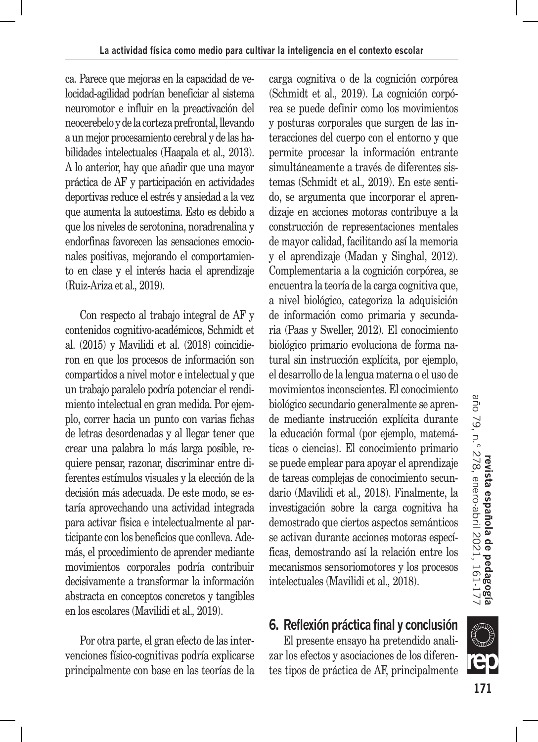ca. Parece que mejoras en la capacidad de velocidad-agilidad podrían beneficiar al sistema neuromotor e influir en la preactivación del neocerebelo y de la corteza prefrontal, llevando a un mejor procesamiento cerebral y de las habilidades intelectuales (Haapala et al., 2013). A lo anterior, hay que añadir que una mayor práctica de AF y participación en actividades deportivas reduce el estrés y ansiedad a la vez que aumenta la autoestima. Esto es debido a que los niveles de serotonina, noradrenalina y endorfinas favorecen las sensaciones emocionales positivas, mejorando el comportamiento en clase y el interés hacia el aprendizaje (Ruiz-Ariza et al., 2019).

Con respecto al trabajo integral de AF y contenidos cognitivo-académicos, Schmidt et al. (2015) y Mavilidi et al. (2018) coincidieron en que los procesos de información son compartidos a nivel motor e intelectual y que un trabajo paralelo podría potenciar el rendimiento intelectual en gran medida. Por ejemplo, correr hacia un punto con varias fichas de letras desordenadas y al llegar tener que crear una palabra lo más larga posible, requiere pensar, razonar, discriminar entre diferentes estímulos visuales y la elección de la decisión más adecuada. De este modo, se estaría aprovechando una actividad integrada para activar física e intelectualmente al participante con los beneficios que conlleva. Además, el procedimiento de aprender mediante movimientos corporales podría contribuir decisivamente a transformar la información abstracta en conceptos concretos y tangibles en los escolares (Mavilidi et al., 2019).

Por otra parte, el gran efecto de las intervenciones físico-cognitivas podría explicarse principalmente con base en las teorías de la carga cognitiva o de la cognición corpórea (Schmidt et al., 2019). La cognición corpórea se puede definir como los movimientos y posturas corporales que surgen de las interacciones del cuerpo con el entorno y que permite procesar la información entrante simultáneamente a través de diferentes sistemas (Schmidt et al., 2019). En este sentido, se argumenta que incorporar el aprendizaje en acciones motoras contribuye a la construcción de representaciones mentales de mayor calidad, facilitando así la memoria y el aprendizaje (Madan y Singhal, 2012). Complementaria a la cognición corpórea, se encuentra la teoría de la carga cognitiva que, a nivel biológico, categoriza la adquisición de información como primaria y secundaria (Paas y Sweller, 2012). El conocimiento biológico primario evoluciona de forma natural sin instrucción explícita, por ejemplo, el desarrollo de la lengua materna o el uso de movimientos inconscientes. El conocimiento biológico secundario generalmente se aprende mediante instrucción explícita durante la educación formal (por ejemplo, matemáticas o ciencias). El conocimiento primario se puede emplear para apoyar el aprendizaje de tareas complejas de conocimiento secundario (Mavilidi et al., 2018). Finalmente, la investigación sobre la carga cognitiva ha demostrado que ciertos aspectos semánticos se activan durante acciones motoras específicas, demostrando así la relación entre los mecanismos sensoriomotores y los procesos intelectuales (Mavilidi et al., 2018).

## 6. Reflexión práctica final y conclusión

El presente ensayo ha pretendido analizar los efectos y asociaciones de los diferentes tipos de práctica de AF, principalmente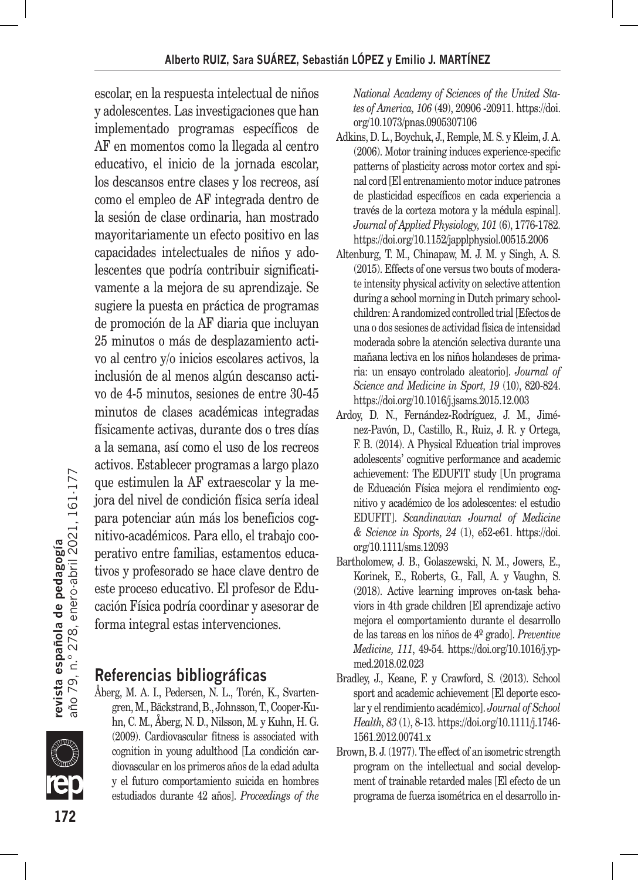escolar, en la respuesta intelectual de niños y adolescentes. Las investigaciones que han implementado programas específicos de AF en momentos como la llegada al centro educativo, el inicio de la jornada escolar, los descansos entre clases y los recreos, así como el empleo de AF integrada dentro de la sesión de clase ordinaria, han mostrado mayoritariamente un efecto positivo en las capacidades intelectuales de niños y adolescentes que podría contribuir significativamente a la mejora de su aprendizaje. Se sugiere la puesta en práctica de programas de promoción de la AF diaria que incluyan 25 minutos o más de desplazamiento activo al centro y/o inicios escolares activos, la inclusión de al menos algún descanso activo de 4-5 minutos, sesiones de entre 30-45 minutos de clases académicas integradas físicamente activas, durante dos o tres días a la semana, así como el uso de los recreos activos. Establecer programas a largo plazo que estimulen la AF extraescolar y la mejora del nivel de condición física sería ideal para potenciar aún más los beneficios cognitivo-académicos. Para ello, el trabajo cooperativo entre familias, estamentos educativos y profesorado se hace clave dentro de este proceso educativo. El profesor de Educación Física podría coordinar y asesorar de forma integral estas intervenciones.

## Referencias bibliográficas

Åberg, M. A. I., Pedersen, N. L., Torén, K., Svartengren, M., Bäckstrand, B., Johnsson, T., Cooper-Kuhn, C. M., Åberg, N. D., Nilsson, M. y Kuhn, H. G. (2009). Cardiovascular fitness is associated with cognition in young adulthood [La condición cardiovascular en los primeros años de la edad adulta y el futuro comportamiento suicida en hombres estudiados durante 42 años]. *Proceedings of the National Academy of Sciences of the United States of America, 106* (49), 20906 -20911. https://doi.org/10.1073/pnas.0905307106

Adkins, D. L., Boychuk, J., Remple, M. S. y Kleim, J. A. (2006). Motor training induces experience-specific patterns of plasticity across motor cortex and spinal cord [El entrenamiento motor induce patrones de plasticidad específicos en cada experiencia a través de la corteza motora y la médula espinal]. *Journal of Applied Physiology, 101* (6), 1776-1782. https://doi.org/10.1152/japplphysiol.00515.2006

Altenburg, T. M., Chinapaw, M. J. M. y Singh, A. S. (2015). Effects of one versus two bouts of moderate intensity physical activity on selective attention during a school morning in Dutch primary schoolchildren: A randomized controlled trial [Efectos de una o dos sesiones de actividad física de intensidad moderada sobre la atención selectiva durante una mañana lectiva en los niños holandeses de primaria: un ensayo controlado aleatorio]. *Journal of Science and Medicine in Sport, 19* (10), 820-824. https://doi.org/10.1016/j.jsams.2015.12.003

Ardoy, D. N., Fernández-Rodríguez, J. M., Jiménez-Pavón, D., Castillo, R., Ruiz, J. R. y Ortega, F. B. (2014). A Physical Education trial improves adolescents' cognitive performance and academic achievement: The EDUFIT study [Un programa de Educación Física mejora el rendimiento cognitivo y académico de los adolescentes: el estudio EDUFIT]. *Scandinavian Journal of Medicine & Science in Sports, 24* (1), e52-e61. https://doi.org/10.1111/sms.12093

Bartholomew, J. B., Golaszewski, N. M., Jowers, E., Korinek, E., Roberts, G., Fall, A. y Vaughn, S. (2018). Active learning improves on-task behaviors in 4th grade children [El aprendizaje activo mejora el comportamiento durante el desarrollo de las tareas en los niños de 4º grado]. *Preventive Medicine, 111*, 49-54. https://doi.org/10.1016/j.ypmed.2018.02.023

Bradley, J., Keane, F. y Crawford, S. (2013). School sport and academic achievement [El deporte escolar y el rendimiento académico]. *Journal of School Health, 83* (1), 8-13. https://doi.org/10.1111/j.1746-1561.2012.00741.x

Brown, B. J. (1977). The effect of an isometric strength program on the intellectual and social development of trainable retarded males [El efecto de un programa de fuerza isométrica en el desarrollo in-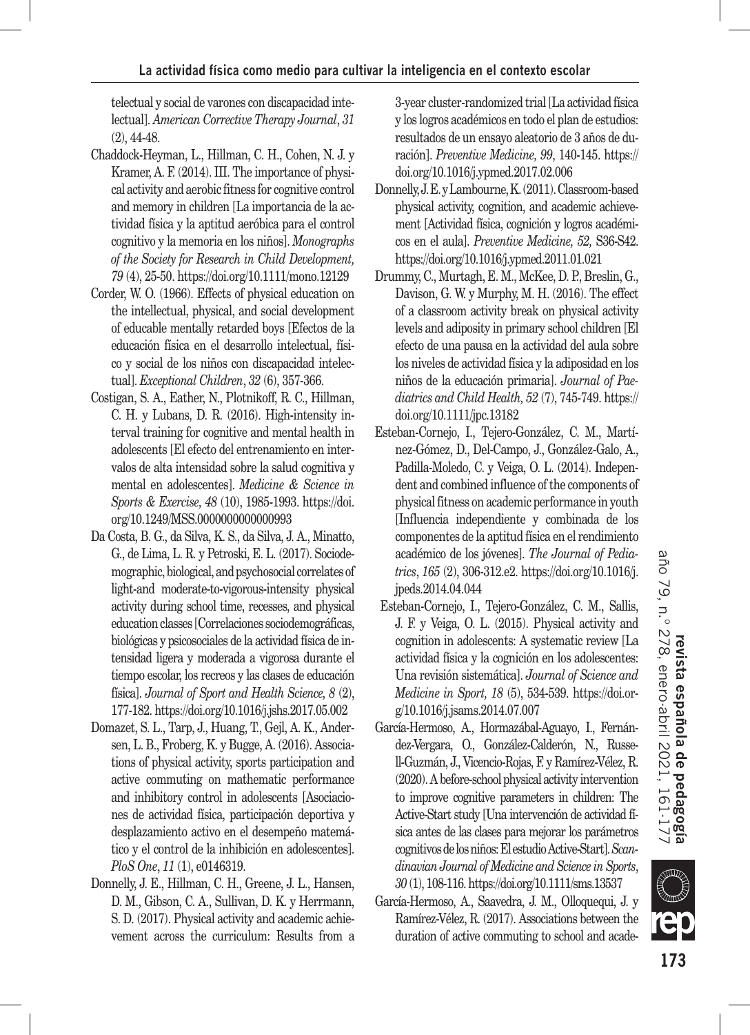telectual y social de varones con discapacidad intelectual]. *American Corrective Therapy Journal*, *31* (2), 44-48.

Chaddock-Heyman, L., Hillman, C. H., Cohen, N. J. y Kramer, A. F. (2014). III. The importance of physical activity and aerobic fitness for cognitive control and memory in children [La importancia de la actividad física y la aptitud aeróbica para el control cognitivo y la memoria en los niños]. *Monographs of the Society for Research in Child Development, 79* (4), 25-50. https://doi.org/10.1111/mono.12129

Corder, W. O. (1966). Effects of physical education on the intellectual, physical, and social development of educable mentally retarded boys [Efectos de la educación física en el desarrollo intelectual, físico y social de los niños con discapacidad intelectual]. *Exceptional Children*, *32* (6), 357-366.

Costigan, S. A., Eather, N., Plotnikoff, R. C., Hillman, C. H. y Lubans, D. R. (2016). High-intensity interval training for cognitive and mental health in adolescents [El efecto del entrenamiento en intervalos de alta intensidad sobre la salud cognitiva y mental en adolescentes]. *Medicine & Science in Sports & Exercise, 48* (10), 1985-1993. https://doi.org/10.1249/MSS.0000000000000993

Da Costa, B. G., da Silva, K. S., da Silva, J. A., Minatto, G., de Lima, L. R. y Petroski, E. L. (2017). Sociodemographic, biological, and psychosocial correlates of light-and moderate-to-vigorous-intensity physical activity during school time, recesses, and physical education classes [Correlaciones sociodemográficas, biológicas y psicosociales de la actividad física de intensidad ligera y moderada a vigorosa durante el tiempo escolar, los recreos y las clases de educación física]. *Journal of Sport and Health Science, 8* (2), 177-182. https://doi.org/10.1016/j.jshs.2017.05.002

Domazet, S. L., Tarp, J., Huang, T., Gejl, A. K., Andersen, L. B., Froberg, K. y Bugge, A. (2016). Associations of physical activity, sports participation and active commuting on mathematic performance and inhibitory control in adolescents [Asociaciones de actividad física, participación deportiva y desplazamiento activo en el desempeño matemático y el control de la inhibición en adolescentes]. *PloS One*, *11* (1), e0146319.

Donnelly, J. E., Hillman, C. H., Greene, J. L., Hansen, D. M., Gibson, C. A., Sullivan, D. K. y Herrmann, S. D. (2017). Physical activity and academic achievement across the curriculum: Results from a 3-year cluster-randomized trial [La actividad física y los logros académicos en todo el plan de estudios: resultados de un ensayo aleatorio de 3 años de duración]. *Preventive Medicine, 99*, 140-145. https://doi.org/10.1016/j.ypmed.2017.02.006

Donnelly, J. E. y Lambourne, K. (2011). Classroom-based physical activity, cognition, and academic achievement [Actividad física, cognición y logros académicos en el aula]. *Preventive Medicine, 52,* S36-S42. https://doi.org/10.1016/j.ypmed.2011.01.021

Drummy, C., Murtagh, E. M., McKee, D. P., Breslin, G., Davison, G. W. y Murphy, M. H. (2016). The effect of a classroom activity break on physical activity levels and adiposity in primary school children [El efecto de una pausa en la actividad del aula sobre los niveles de actividad física y la adiposidad en los niños de la educación primaria]. *Journal of Paediatrics and Child Health, 52* (7), 745-749. https://doi.org/10.1111/jpc.13182

Esteban-Cornejo, I., Tejero-González, C. M., Martínez-Gómez, D., Del-Campo, J., González-Galo, A., Padilla-Moledo, C. y Veiga, O. L. (2014). Independent and combined influence of the components of physical fitness on academic performance in youth [Influencia independiente y combinada de los componentes de la aptitud física en el rendimiento académico de los jóvenes]. *The Journal of Pediatrics*, *165* (2), 306-312.e2. https://doi.org/10.1016/j.jpeds.2014.04.044

Esteban-Cornejo, I., Tejero-González, C. M., Sallis, J. F. y Veiga, O. L. (2015). Physical activity and cognition in adolescents: A systematic review [La actividad física y la cognición en los adolescentes: Una revisión sistemática]. *Journal of Science and Medicine in Sport, 18* (5), 534-539. https://doi.org/10.1016/j.jsams.2014.07.007

García-Hermoso, A., Hormazábal-Aguayo, I., Fernández-Vergara, O., González-Calderón, N., Russell-Guzmán, J., Vicencio-Rojas, F. y Ramírez-Vélez, R. (2020). A before-school physical activity intervention to improve cognitive parameters in children: The Active-Start study [Una intervención de actividad física antes de las clases para mejorar los parámetros cognitivos de los niños: El estudio Active-Start]. *Scandinavian Journal of Medicine and Science in Sports*, *30* (1), 108-116. https://doi.org/10.1111/sms.13537

García-Hermoso, A., Saavedra, J. M., Olloquequi, J. y Ramírez-Vélez, R. (2017). Associations between the duration of active commuting to school and acade-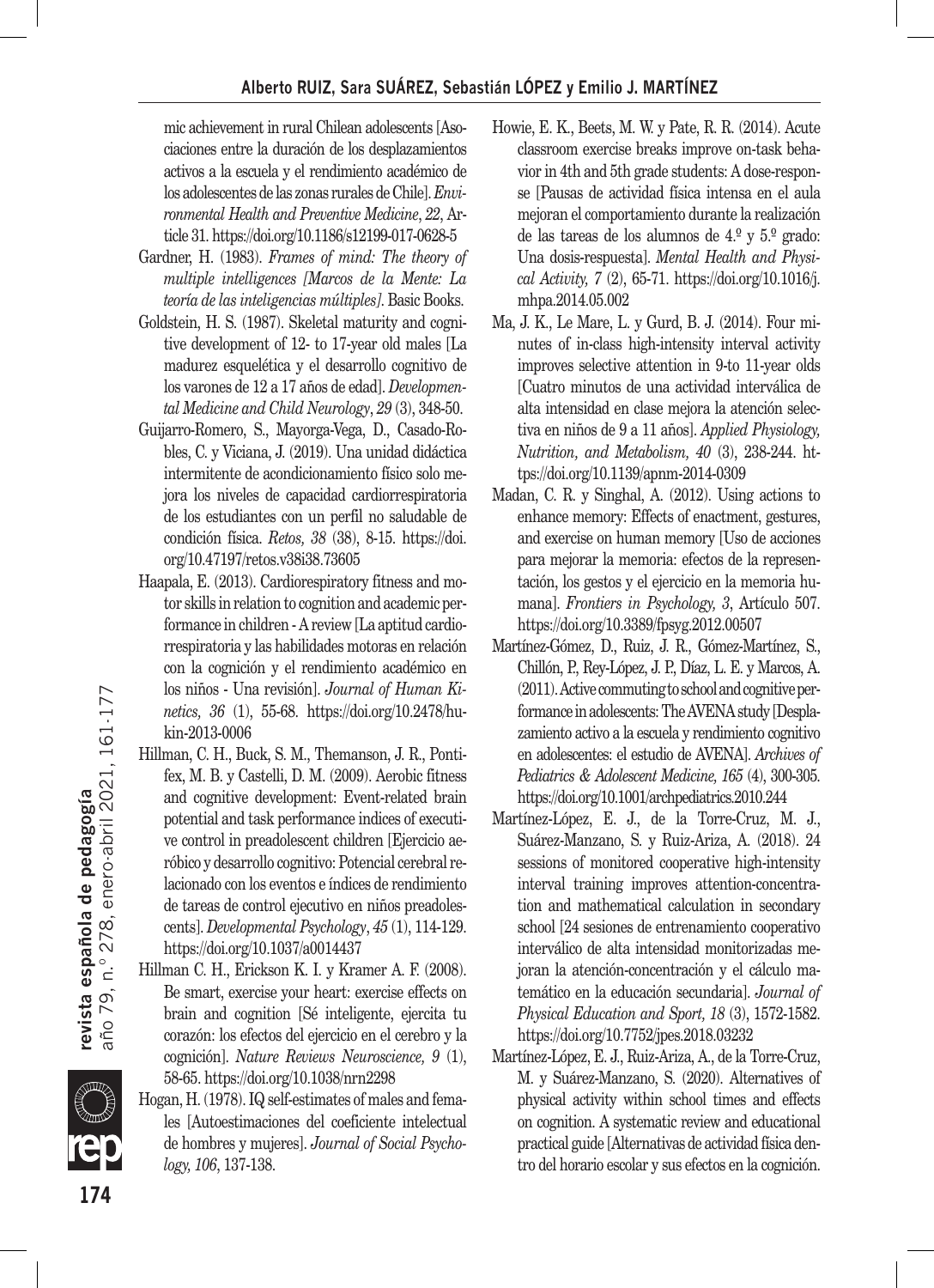mic achievement in rural Chilean adolescents [Asociaciones entre la duración de los desplazamientos activos a la escuela y el rendimiento académico de los adolescentes de las zonas rurales de Chile]. *Environmental Health and Preventive Medicine*, *22*, Article 31. https://doi.org/10.1186/s12199-017-0628-5

Gardner, H. (1983). *Frames of mind: The theory of multiple intelligences [Marcos de la Mente: La teoría de las inteligencias múltiples]*. Basic Books.

Goldstein, H. S. (1987). Skeletal maturity and cognitive development of 12- to 17-year old males [La madurez esquelética y el desarrollo cognitivo de los varones de 12 a 17 años de edad]. *Developmental Medicine and Child Neurology*, *29* (3), 348-50.

Guijarro-Romero, S., Mayorga-Vega, D., Casado-Robles, C. y Viciana, J. (2019). Una unidad didáctica intermitente de acondicionamiento físico solo mejora los niveles de capacidad cardiorrespiratoria de los estudiantes con un perfil no saludable de condición física. *Retos, 38* (38), 8-15. https://doi.org/10.47197/retos.v38i38.73605

Haapala, E. (2013). Cardiorespiratory fitness and motor skills in relation to cognition and academic performance in children - A review [La aptitud cardiorrespiratoria y las habilidades motoras en relación con la cognición y el rendimiento académico en los niños - Una revisión]. *Journal of Human Kinetics, 36* (1), 55-68. https://doi.org/10.2478/hukin-2013-0006

Hillman, C. H., Buck, S. M., Themanson, J. R., Pontifex, M. B. y Castelli, D. M. (2009). Aerobic fitness and cognitive development: Event-related brain potential and task performance indices of executive control in preadolescent children [Ejercicio aeróbico y desarrollo cognitivo: Potencial cerebral relacionado con los eventos e índices de rendimiento de tareas de control ejecutivo en niños preadolescents]. *Developmental Psychology*, *45* (1), 114-129. https://doi.org/10.1037/a0014437

Hillman C. H., Erickson K. I. y Kramer A. F. (2008). Be smart, exercise your heart: exercise effects on brain and cognition [Sé inteligente, ejercita tu corazón: los efectos del ejercicio en el cerebro y la cognición]. *Nature Reviews Neuroscience, 9* (1), 58-65. https://doi.org/10.1038/nrn2298

Hogan, H. (1978). IQ self-estimates of males and females [Autoestimaciones del coeficiente intelectual de hombres y mujeres]. *Journal of Social Psychology, 106*, 137-138.

Howie, E. K., Beets, M. W. y Pate, R. R. (2014). Acute classroom exercise breaks improve on-task behavior in 4th and 5th grade students: A dose-response [Pausas de actividad física intensa en el aula mejoran el comportamiento durante la realización de las tareas de los alumnos de 4.º y 5.º grado: Una dosis-respuesta]. *Mental Health and Physical Activity, 7* (2), 65-71. https://doi.org/10.1016/j.mhpa.2014.05.002

Ma, J. K., Le Mare, L. y Gurd, B. J. (2014). Four minutes of in-class high-intensity interval activity improves selective attention in 9-to 11-year olds [Cuatro minutos de una actividad interválica de alta intensidad en clase mejora la atención selectiva en niños de 9 a 11 años]. *Applied Physiology, Nutrition, and Metabolism, 40* (3), 238-244. https://doi.org/10.1139/apnm-2014-0309

Madan, C. R. y Singhal, A. (2012). Using actions to enhance memory: Effects of enactment, gestures, and exercise on human memory [Uso de acciones para mejorar la memoria: efectos de la representación, los gestos y el ejercicio en la memoria humana]. *Frontiers in Psychology, 3*, Artículo 507. https://doi.org/10.3389/fpsyg.2012.00507

Martínez-Gómez, D., Ruiz, J. R., Gómez-Martínez, S., Chillón, P., Rey-López, J. P., Díaz, L. E. y Marcos, A. (2011). Active commuting to school and cognitive performance in adolescents: The AVENA study [Desplazamiento activo a la escuela y rendimiento cognitivo en adolescentes: el estudio de AVENA]. *Archives of Pediatrics & Adolescent Medicine, 165* (4), 300-305. https://doi.org/10.1001/archpediatrics.2010.244

Martínez-López, E. J., de la Torre-Cruz, M. J., Suárez-Manzano, S. y Ruiz-Ariza, A. (2018). 24 sessions of monitored cooperative high-intensity interval training improves attention-concentration and mathematical calculation in secondary school [24 sesiones de entrenamiento cooperativo interválico de alta intensidad monitorizadas mejoran la atención-concentración y el cálculo matemático en la educación secundaria]. *Journal of Physical Education and Sport, 18* (3), 1572-1582. https://doi.org/10.7752/jpes.2018.03232

Martínez-López, E. J., Ruiz-Ariza, A., de la Torre-Cruz, M. y Suárez-Manzano, S. (2020). Alternatives of physical activity within school times and effects on cognition. A systematic review and educational practical guide [Alternativas de actividad física dentro del horario escolar y sus efectos en la cognición.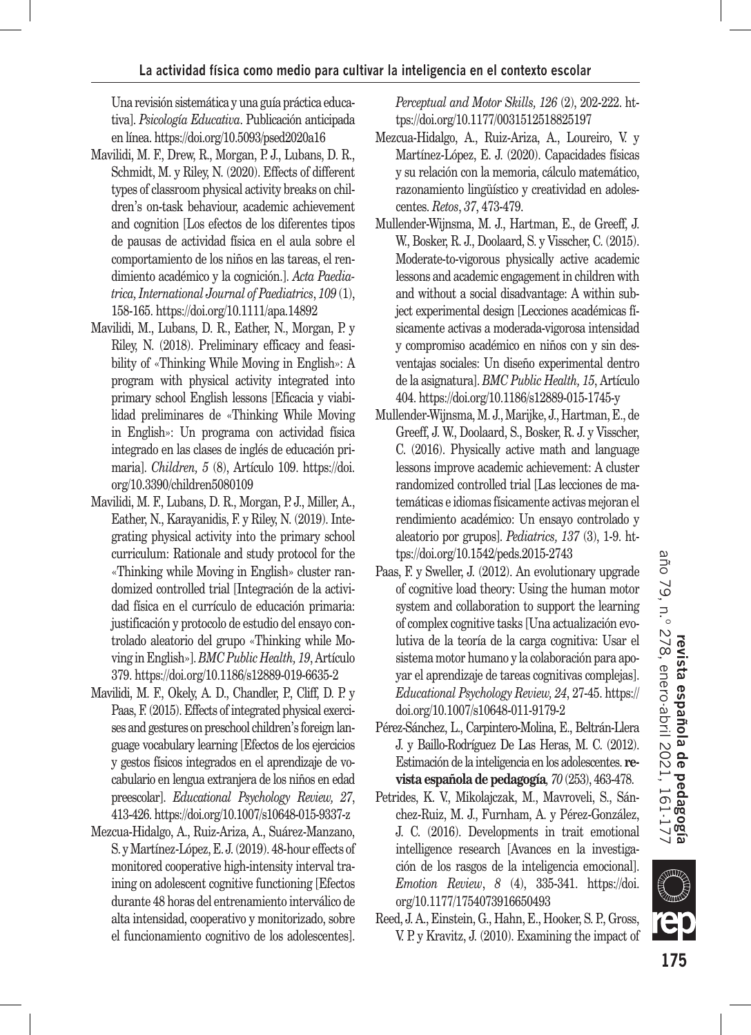Una revisión sistemática y una guía práctica educativa]. *Psicología Educativa*. Publicación anticipada en línea. https://doi.org/10.5093/psed2020a16

Mavilidi, M. F., Drew, R., Morgan, P. J., Lubans, D. R., Schmidt, M. y Riley, N. (2020). Effects of different types of classroom physical activity breaks on children's on-task behaviour, academic achievement and cognition [Los efectos de los diferentes tipos de pausas de actividad física en el aula sobre el comportamiento de los niños en las tareas, el rendimiento académico y la cognición.]. *Acta Paediatrica, International Journal of Paediatrics*, *109* (1), 158-165. https://doi.org/10.1111/apa.14892

Mavilidi, M., Lubans, D. R., Eather, N., Morgan, P. y Riley, N. (2018). Preliminary efficacy and feasibility of «Thinking While Moving in English»: A program with physical activity integrated into primary school English lessons [Eficacia y viabilidad preliminares de «Thinking While Moving in English»: Un programa con actividad física integrado en las clases de inglés de educación primaria]. *Children, 5* (8), Artículo 109. https://doi.org/10.3390/children5080109

Mavilidi, M. F., Lubans, D. R., Morgan, P. J., Miller, A., Eather, N., Karayanidis, F. y Riley, N. (2019). Integrating physical activity into the primary school curriculum: Rationale and study protocol for the «Thinking while Moving in English» cluster randomized controlled trial [Integración de la actividad física en el currículo de educación primaria: justificación y protocolo de estudio del ensayo controlado aleatorio del grupo «Thinking while Moving in English»]. *BMC Public Health, 19*, Artículo 379. https://doi.org/10.1186/s12889-019-6635-2

Mavilidi, M. F., Okely, A. D., Chandler, P., Cliff, D. P. y Paas, F. (2015). Effects of integrated physical exercises and gestures on preschool children's foreign language vocabulary learning [Efectos de los ejercicios y gestos físicos integrados en el aprendizaje de vocabulario en lengua extranjera de los niños en edad preescolar]. *Educational Psychology Review, 27*, 413-426. https://doi.org/10.1007/s10648-015-9337-z

Mezcua-Hidalgo, A., Ruiz-Ariza, A., Suárez-Manzano, S. y Martínez-López, E. J. (2019). 48-hour effects of monitored cooperative high-intensity interval training on adolescent cognitive functioning [Efectos durante 48 horas del entrenamiento interválico de alta intensidad, cooperativo y monitorizado, sobre el funcionamiento cognitivo de los adolescentes]. *Perceptual and Motor Skills, 126* (2), 202-222. https://doi.org/10.1177/0031512518825197

Mezcua-Hidalgo, A., Ruiz-Ariza, A., Loureiro, V. y Martínez-López, E. J. (2020). Capacidades físicas y su relación con la memoria, cálculo matemático, razonamiento lingüístico y creatividad en adolescentes. *Retos*, *37*, 473-479.

Mullender-Wijnsma, M. J., Hartman, E., de Greeff, J. W., Bosker, R. J., Doolaard, S. y Visscher, C. (2015). Moderate-to-vigorous physically active academic lessons and academic engagement in children with and without a social disadvantage: A within subject experimental design [Lecciones académicas físicamente activas a moderada-vigorosa intensidad y compromiso académico en niños con y sin desventajas sociales: Un diseño experimental dentro de la asignatura]. *BMC Public Health, 15*, Artículo 404. https://doi.org/10.1186/s12889-015-1745-y

Mullender-Wijnsma, M. J., Marijke, J., Hartman, E., de Greeff, J. W., Doolaard, S., Bosker, R. J. y Visscher, C. (2016). Physically active math and language lessons improve academic achievement: A cluster randomized controlled trial [Las lecciones de matemáticas e idiomas físicamente activas mejoran el rendimiento académico: Un ensayo controlado y aleatorio por grupos]. *Pediatrics, 137* (3), 1-9. https://doi.org/10.1542/peds.2015-2743

Paas, F. y Sweller, J. (2012). An evolutionary upgrade of cognitive load theory: Using the human motor system and collaboration to support the learning of complex cognitive tasks [Una actualización evolutiva de la teoría de la carga cognitiva: Usar el sistema motor humano y la colaboración para apoyar el aprendizaje de tareas cognitivas complejas]. *Educational Psychology Review, 24*, 27-45. https://doi.org/10.1007/s10648-011-9179-2

Pérez-Sánchez, L., Carpintero-Molina, E., Beltrán-Llera J. y Baillo-Rodríguez De Las Heras, M. C. (2012). Estimación de la inteligencia en los adolescentes. **revista española de pedagogía**, *70* (253), 463-478.

Petrides, K. V., Mikolajczak, M., Mavroveli, S., Sánchez-Ruiz, M. J., Furnham, A. y Pérez-González, J. C. (2016). Developments in trait emotional intelligence research [Avances en la investigación de los rasgos de la inteligencia emocional]. *Emotion Review*, *8* (4), 335-341. https://doi.org/10.1177/1754073916650493

Reed, J. A., Einstein, G., Hahn, E., Hooker, S. P., Gross, V. P. y Kravitz, J. (2010). Examining the impact of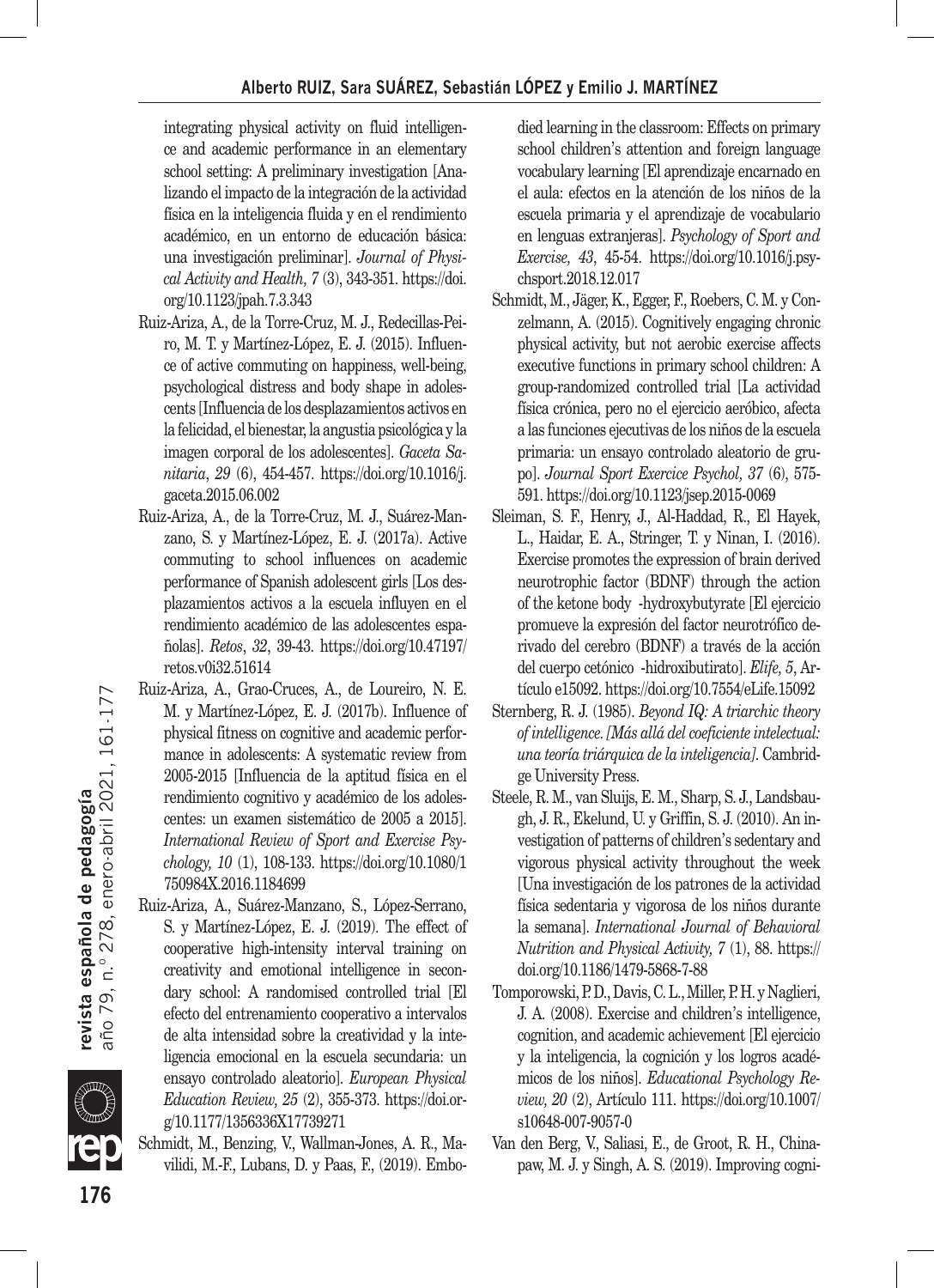integrating physical activity on fluid intelligence and academic performance in an elementary school setting: A preliminary investigation [Analizando el impacto de la integración de la actividad física en la inteligencia fluida y en el rendimiento académico, en un entorno de educación básica: una investigación preliminar]. *Journal of Physical Activity and Health, 7* (3), 343-351. https://doi.org/10.1123/jpah.7.3.343

Ruiz-Ariza, A., de la Torre-Cruz, M. J., Redecillas-Peiro, M. T. y Martínez-López, E. J. (2015). Influence of active commuting on happiness, well-being, psychological distress and body shape in adolescents [Influencia de los desplazamientos activos en la felicidad, el bienestar, la angustia psicológica y la imagen corporal de los adolescentes]. *Gaceta Sanitaria*, *29* (6), 454-457. https://doi.org/10.1016/j.gaceta.2015.06.002

Ruiz-Ariza, A., de la Torre-Cruz, M. J., Suárez-Manzano, S. y Martínez-López, E. J. (2017a). Active commuting to school influences on academic performance of Spanish adolescent girls [Los desplazamientos activos a la escuela influyen en el rendimiento académico de las adolescentes españolas]. *Retos*, *32*, 39-43. https://doi.org/10.47197/retos.v0i32.51614

Ruiz-Ariza, A., Grao-Cruces, A., de Loureiro, N. E. M. y Martínez-López, E. J. (2017b). Influence of physical fitness on cognitive and academic performance in adolescents: A systematic review from 2005-2015 [Influencia de la aptitud física en el rendimiento cognitivo y académico de los adolescentes: un examen sistemático de 2005 a 2015]. *International Review of Sport and Exercise Psychology, 10* (1), 108-133. https://doi.org/10.1080/1750984X.2016.1184699

Ruiz-Ariza, A., Suárez-Manzano, S., López-Serrano, S. y Martínez-López, E. J. (2019). The effect of cooperative high-intensity interval training on creativity and emotional intelligence in secondary school: A randomised controlled trial [El efecto del entrenamiento cooperativo a intervalos de alta intensidad sobre la creatividad y la inteligencia emocional en la escuela secundaria: un ensayo controlado aleatorio]. *European Physical Education Review, 25* (2), 355-373. https://doi.org/10.1177/1356336X17739271

Schmidt, M., Benzing, V., Wallman-Jones, A. R., Mavilidi, M.-F., Lubans, D. y Paas, F., (2019). Embodied learning in the classroom: Effects on primary school children's attention and foreign language vocabulary learning [El aprendizaje encarnado en el aula: efectos en la atención de los niños de la escuela primaria y el aprendizaje de vocabulario en lenguas extranjeras]. *Psychology of Sport and Exercise, 43*, 45-54. https://doi.org/10.1016/j.psychsport.2018.12.017

Schmidt, M., Jäger, K., Egger, F., Roebers, C. M. y Conzelmann, A. (2015). Cognitively engaging chronic physical activity, but not aerobic exercise affects executive functions in primary school children: A group-randomized controlled trial [La actividad física crónica, pero no el ejercicio aeróbico, afecta a las funciones ejecutivas de los niños de la escuela primaria: un ensayo controlado aleatorio de grupo]. *Journal Sport Exercice Psychol, 37* (6), 575-591. https://doi.org/10.1123/jsep.2015-0069

Sleiman, S. F., Henry, J., Al-Haddad, R., El Hayek, L., Haidar, E. A., Stringer, T. y Ninan, I. (2016). Exercise promotes the expression of brain derived neurotrophic factor (BDNF) through the action of the ketone body -hydroxybutyrate [El ejercicio promueve la expresión del factor neurotrófico derivado del cerebro (BDNF) a través de la acción del cuerpo cetónico -hidroxibutirato]. *Elife, 5*, Artículo e15092. https://doi.org/10.7554/eLife.15092

Sternberg, R. J. (1985). *Beyond IQ: A triarchic theory of intelligence. [Más allá del coeficiente intelectual: una teoría triárquica de la inteligencia]*. Cambridge University Press.

Steele, R. M., van Sluijs, E. M., Sharp, S. J., Landsbaugh, J. R., Ekelund, U. y Griffin, S. J. (2010). An investigation of patterns of children's sedentary and vigorous physical activity throughout the week [Una investigación de los patrones de la actividad física sedentaria y vigorosa de los niños durante la semana]. *International Journal of Behavioral Nutrition and Physical Activity, 7* (1), 88. https://doi.org/10.1186/1479-5868-7-88

Tomporowski, P. D., Davis, C. L., Miller, P. H. y Naglieri, J. A. (2008). Exercise and children's intelligence, cognition, and academic achievement [El ejercicio y la inteligencia, la cognición y los logros académicos de los niños]. *Educational Psychology Review, 20* (2), Artículo 111. https://doi.org/10.1007/s10648-007-9057-0

Van den Berg, V., Saliasi, E., de Groot, R. H., Chinapaw, M. J. y Singh, A. S. (2019). Improving cogni-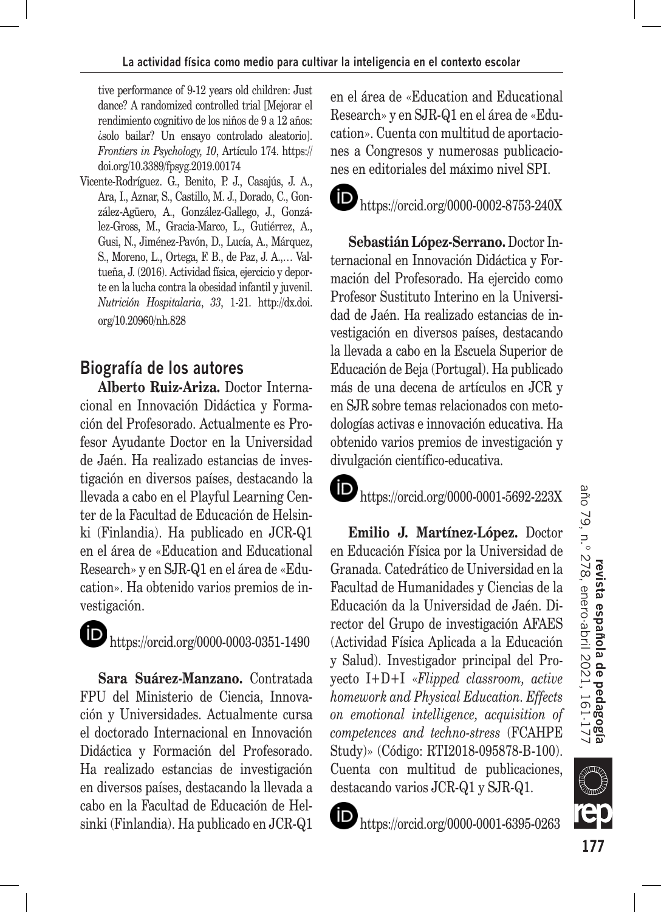tive performance of 9-12 years old children: Just dance? A randomized controlled trial [Mejorar el rendimiento cognitivo de los niños de 9 a 12 años: ¿solo bailar? Un ensayo controlado aleatorio]. *Frontiers in Psychology, 10*, Artículo 174. https://doi.org/10.3389/fpsyg.2019.00174

Vicente-Rodríguez. G., Benito, P. J., Casajús, J. A., Ara, I., Aznar, S., Castillo, M. J., Dorado, C., González-Agüero, A., González-Gallego, J., González-Gross, M., Gracia-Marco, L., Gutiérrez, A., Gusi, N., Jiménez-Pavón, D., Lucía, A., Márquez, S., Moreno, L., Ortega, F. B., de Paz, J. A.,… Valtueña, J. (2016). Actividad física, ejercicio y deporte en la lucha contra la obesidad infantil y juvenil. *Nutrición Hospitalaria*, *33*, 1-21. http://dx.doi.org/10.20960/nh.828

## Biografía de los autores

**Alberto Ruiz-Ariza.** Doctor Internacional en Innovación Didáctica y Formación del Profesorado. Actualmente es Profesor Ayudante Doctor en la Universidad de Jaén. Ha realizado estancias de investigación en diversos países, destacando la llevada a cabo en el Playful Learning Center de la Facultad de Educación de Helsinki (Finlandia). Ha publicado en JCR-Q1 en el área de «Education and Educational Research» y en SJR-Q1 en el área de «Education». Ha obtenido varios premios de investigación.

https://orcid.org/0000-0003-0351-1490

**Sara Suárez-Manzano.** Contratada FPU del Ministerio de Ciencia, Innovación y Universidades. Actualmente cursa el doctorado Internacional en Innovación Didáctica y Formación del Profesorado. Ha realizado estancias de investigación en diversos países, destacando la llevada a cabo en la Facultad de Educación de Helsinki (Finlandia). Ha publicado en JCR-Q1 en el área de «Education and Educational Research» y en SJR-Q1 en el área de «Education». Cuenta con multitud de aportaciones a Congresos y numerosas publicaciones en editoriales del máximo nivel SPI.

https://orcid.org/0000-0002-8753-240X

**Sebastián López-Serrano.** Doctor Internacional en Innovación Didáctica y Formación del Profesorado. Ha ejercido como Profesor Sustituto Interino en la Universidad de Jaén. Ha realizado estancias de investigación en diversos países, destacando la llevada a cabo en la Escuela Superior de Educación de Beja (Portugal). Ha publicado más de una decena de artículos en JCR y en SJR sobre temas relacionados con metodologías activas e innovación educativa. Ha obtenido varios premios de investigación y divulgación científico-educativa.

https://orcid.org/0000-0001-5692-223X

**Emilio J. Martínez-López.** Doctor en Educación Física por la Universidad de Granada. Catedrático de Universidad en la Facultad de Humanidades y Ciencias de la Educación da la Universidad de Jaén. Director del Grupo de investigación AFAES (Actividad Física Aplicada a la Educación y Salud). Investigador principal del Proyecto I+D+I «*Flipped classroom, active homework and Physical Education. Effects on emotional intelligence, acquisition of competences and techno-stress* (FCAHPE Study)» (Código: RTI2018-095878-B-100). Cuenta con multitud de publicaciones, destacando varios JCR-Q1 y SJR-Q1.

https://orcid.org/0000-0001-6395-0263